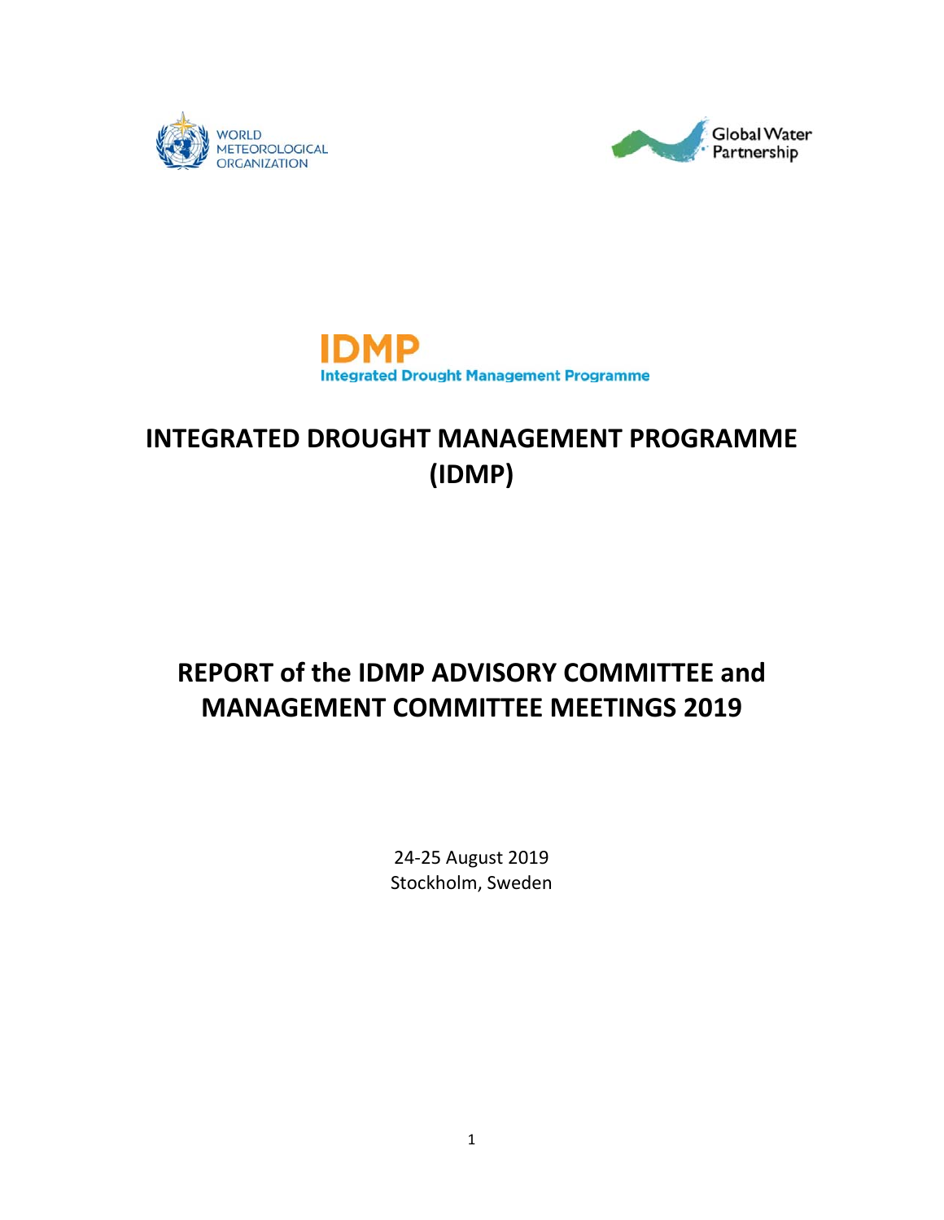WORLD METEOROLOGICAL ORGANIZATION

Global Water Partnership

IDMP

Integrated Drought Management Programme

# INTEGRATED DROUGHT MANAGEMENT PROGRAMME (IDMP)

# REPORT of the IDMP ADVISORY COMMITTEE and MANAGEMENT COMMITTEE MEETINGS 2019

24-25 August 2019
Stockholm, Sweden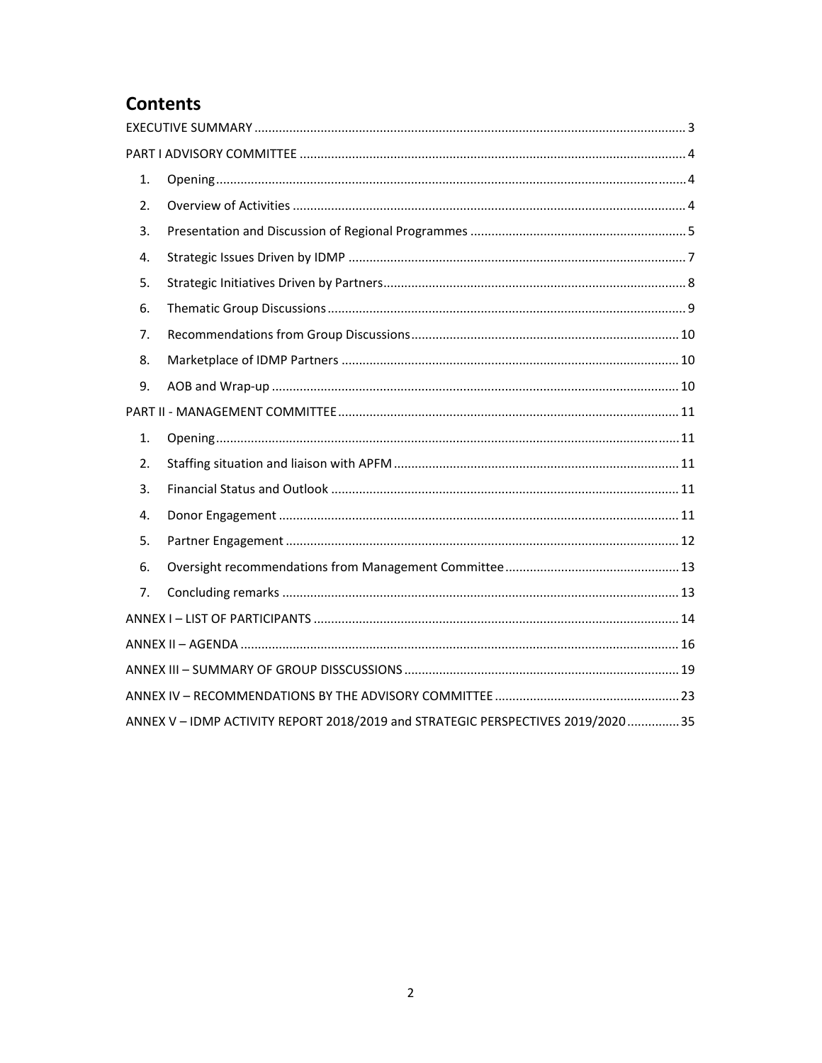# Contents

EXECUTIVE SUMMARY ........................................................................................................................ 3

PART I ADVISORY COMMITTEE ........................................................................................................... 4

1. Opening ..................................................................................................................................... 4
2. Overview of Activities ............................................................................................................... 4
3. Presentation and Discussion of Regional Programmes ............................................................ 5
4. Strategic Issues Driven by IDMP ............................................................................................... 7
5. Strategic Initiatives Driven by Partners ..................................................................................... 8
6. Thematic Group Discussions ..................................................................................................... 9
7. Recommendations from Group Discussions ............................................................................ 10
8. Marketplace of IDMP Partners ............................................................................................... 10
9. AOB and Wrap-up ................................................................................................................... 10

PART II - MANAGEMENT COMMITTEE ............................................................................................... 11

1. Opening ................................................................................................................................... 11
2. Staffing situation and liaison with APFM ................................................................................ 11
3. Financial Status and Outlook ................................................................................................... 11
4. Donor Engagement ................................................................................................................. 11
5. Partner Engagement ............................................................................................................... 12
6. Oversight recommendations from Management Committee ................................................. 13
7. Concluding remarks ................................................................................................................ 13

ANNEX I – LIST OF PARTICIPANTS ...................................................................................................... 14

ANNEX II – AGENDA ........................................................................................................................... 16

ANNEX III – SUMMARY OF GROUP DISSCUSSIONS ............................................................................. 19

ANNEX IV – RECOMMENDATIONS BY THE ADVISORY COMMITTEE ................................................... 23

ANNEX V – IDMP ACTIVITY REPORT 2018/2019 and STRATEGIC PERSPECTIVES 2019/2020 .............. 35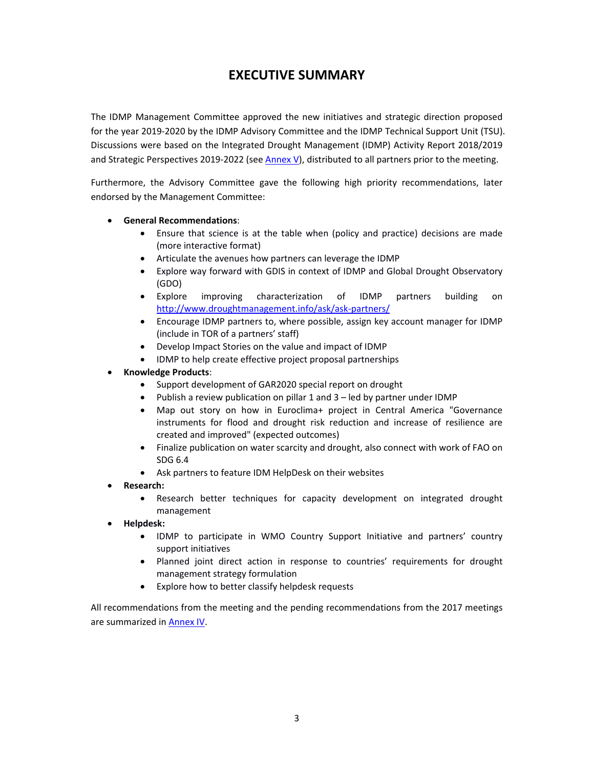# EXECUTIVE SUMMARY

The IDMP Management Committee approved the new initiatives and strategic direction proposed for the year 2019-2020 by the IDMP Advisory Committee and the IDMP Technical Support Unit (TSU). Discussions were based on the Integrated Drought Management (IDMP) Activity Report 2018/2019 and Strategic Perspectives 2019-2022 (see Annex V), distributed to all partners prior to the meeting.

Furthermore, the Advisory Committee gave the following high priority recommendations, later endorsed by the Management Committee:

- **General Recommendations**:
  - Ensure that science is at the table when (policy and practice) decisions are made (more interactive format)
  - Articulate the avenues how partners can leverage the IDMP
  - Explore way forward with GDIS in context of IDMP and Global Drought Observatory (GDO)
  - Explore improving characterization of IDMP partners building on http://www.droughtmanagement.info/ask/ask-partners/
  - Encourage IDMP partners to, where possible, assign key account manager for IDMP (include in TOR of a partners' staff)
  - Develop Impact Stories on the value and impact of IDMP
  - IDMP to help create effective project proposal partnerships
- **Knowledge Products**:
  - Support development of GAR2020 special report on drought
  - Publish a review publication on pillar 1 and 3 – led by partner under IDMP
  - Map out story on how in Euroclima+ project in Central America "Governance instruments for flood and drought risk reduction and increase of resilience are created and improved" (expected outcomes)
  - Finalize publication on water scarcity and drought, also connect with work of FAO on SDG 6.4
  - Ask partners to feature IDM HelpDesk on their websites
- **Research:**
  - Research better techniques for capacity development on integrated drought management
- **Helpdesk:**
  - IDMP to participate in WMO Country Support Initiative and partners' country support initiatives
  - Planned joint direct action in response to countries' requirements for drought management strategy formulation
  - Explore how to better classify helpdesk requests

All recommendations from the meeting and the pending recommendations from the 2017 meetings are summarized in Annex IV.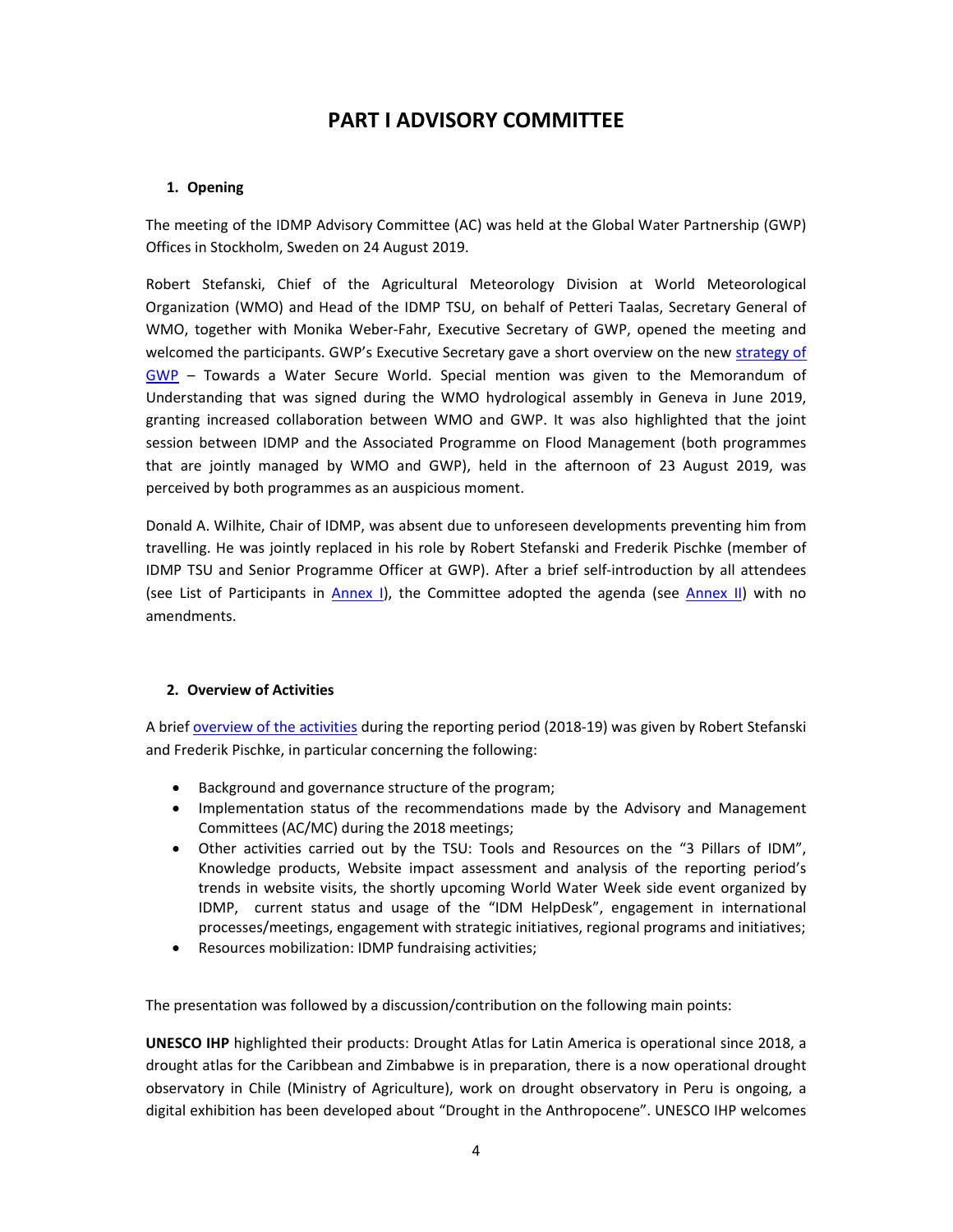# PART I ADVISORY COMMITTEE

## 1. Opening

The meeting of the IDMP Advisory Committee (AC) was held at the Global Water Partnership (GWP) Offices in Stockholm, Sweden on 24 August 2019.

Robert Stefanski, Chief of the Agricultural Meteorology Division at World Meteorological Organization (WMO) and Head of the IDMP TSU, on behalf of Petteri Taalas, Secretary General of WMO, together with Monika Weber-Fahr, Executive Secretary of GWP, opened the meeting and welcomed the participants. GWP's Executive Secretary gave a short overview on the new strategy of GWP – Towards a Water Secure World. Special mention was given to the Memorandum of Understanding that was signed during the WMO hydrological assembly in Geneva in June 2019, granting increased collaboration between WMO and GWP. It was also highlighted that the joint session between IDMP and the Associated Programme on Flood Management (both programmes that are jointly managed by WMO and GWP), held in the afternoon of 23 August 2019, was perceived by both programmes as an auspicious moment.

Donald A. Wilhite, Chair of IDMP, was absent due to unforeseen developments preventing him from travelling. He was jointly replaced in his role by Robert Stefanski and Frederik Pischke (member of IDMP TSU and Senior Programme Officer at GWP). After a brief self-introduction by all attendees (see List of Participants in Annex I), the Committee adopted the agenda (see Annex II) with no amendments.

## 2. Overview of Activities

A brief overview of the activities during the reporting period (2018-19) was given by Robert Stefanski and Frederik Pischke, in particular concerning the following:

- Background and governance structure of the program;
- Implementation status of the recommendations made by the Advisory and Management Committees (AC/MC) during the 2018 meetings;
- Other activities carried out by the TSU: Tools and Resources on the "3 Pillars of IDM", Knowledge products, Website impact assessment and analysis of the reporting period's trends in website visits, the shortly upcoming World Water Week side event organized by IDMP, current status and usage of the "IDM HelpDesk", engagement in international processes/meetings, engagement with strategic initiatives, regional programs and initiatives;
- Resources mobilization: IDMP fundraising activities;

The presentation was followed by a discussion/contribution on the following main points:

**UNESCO IHP** highlighted their products: Drought Atlas for Latin America is operational since 2018, a drought atlas for the Caribbean and Zimbabwe is in preparation, there is a now operational drought observatory in Chile (Ministry of Agriculture), work on drought observatory in Peru is ongoing, a digital exhibition has been developed about "Drought in the Anthropocene". UNESCO IHP welcomes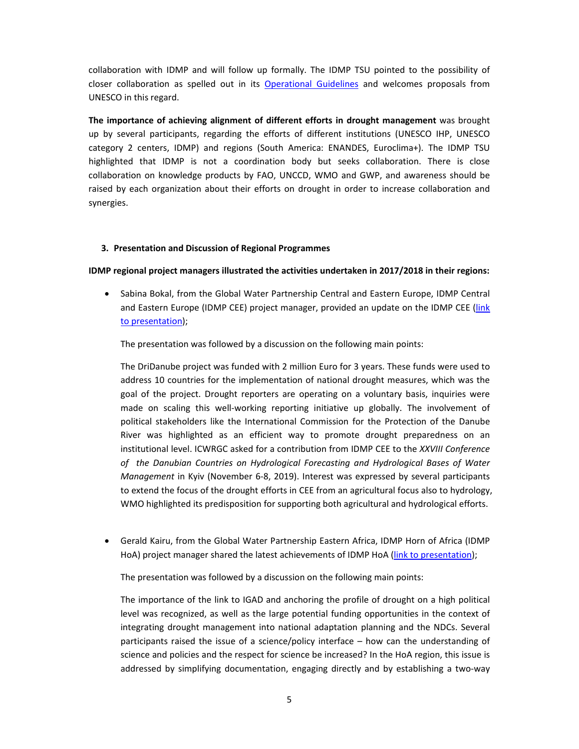collaboration with IDMP and will follow up formally. The IDMP TSU pointed to the possibility of closer collaboration as spelled out in its Operational Guidelines and welcomes proposals from UNESCO in this regard.

**The importance of achieving alignment of different efforts in drought management** was brought up by several participants, regarding the efforts of different institutions (UNESCO IHP, UNESCO category 2 centers, IDMP) and regions (South America: ENANDES, Euroclima+). The IDMP TSU highlighted that IDMP is not a coordination body but seeks collaboration. There is close collaboration on knowledge products by FAO, UNCCD, WMO and GWP, and awareness should be raised by each organization about their efforts on drought in order to increase collaboration and synergies.

## 3. Presentation and Discussion of Regional Programmes

**IDMP regional project managers illustrated the activities undertaken in 2017/2018 in their regions:**

- Sabina Bokal, from the Global Water Partnership Central and Eastern Europe, IDMP Central and Eastern Europe (IDMP CEE) project manager, provided an update on the IDMP CEE (link to presentation);

  The presentation was followed by a discussion on the following main points:

  The DriDanube project was funded with 2 million Euro for 3 years. These funds were used to address 10 countries for the implementation of national drought measures, which was the goal of the project. Drought reporters are operating on a voluntary basis, inquiries were made on scaling this well-working reporting initiative up globally. The involvement of political stakeholders like the International Commission for the Protection of the Danube River was highlighted as an efficient way to promote drought preparedness on an institutional level. ICWRGC asked for a contribution from IDMP CEE to the *XXVIII Conference of the Danubian Countries on Hydrological Forecasting and Hydrological Bases of Water Management* in Kyiv (November 6-8, 2019). Interest was expressed by several participants to extend the focus of the drought efforts in CEE from an agricultural focus also to hydrology, WMO highlighted its predisposition for supporting both agricultural and hydrological efforts.

- Gerald Kairu, from the Global Water Partnership Eastern Africa, IDMP Horn of Africa (IDMP HoA) project manager shared the latest achievements of IDMP HoA (link to presentation);

  The presentation was followed by a discussion on the following main points:

  The importance of the link to IGAD and anchoring the profile of drought on a high political level was recognized, as well as the large potential funding opportunities in the context of integrating drought management into national adaptation planning and the NDCs. Several participants raised the issue of a science/policy interface – how can the understanding of science and policies and the respect for science be increased? In the HoA region, this issue is addressed by simplifying documentation, engaging directly and by establishing a two-way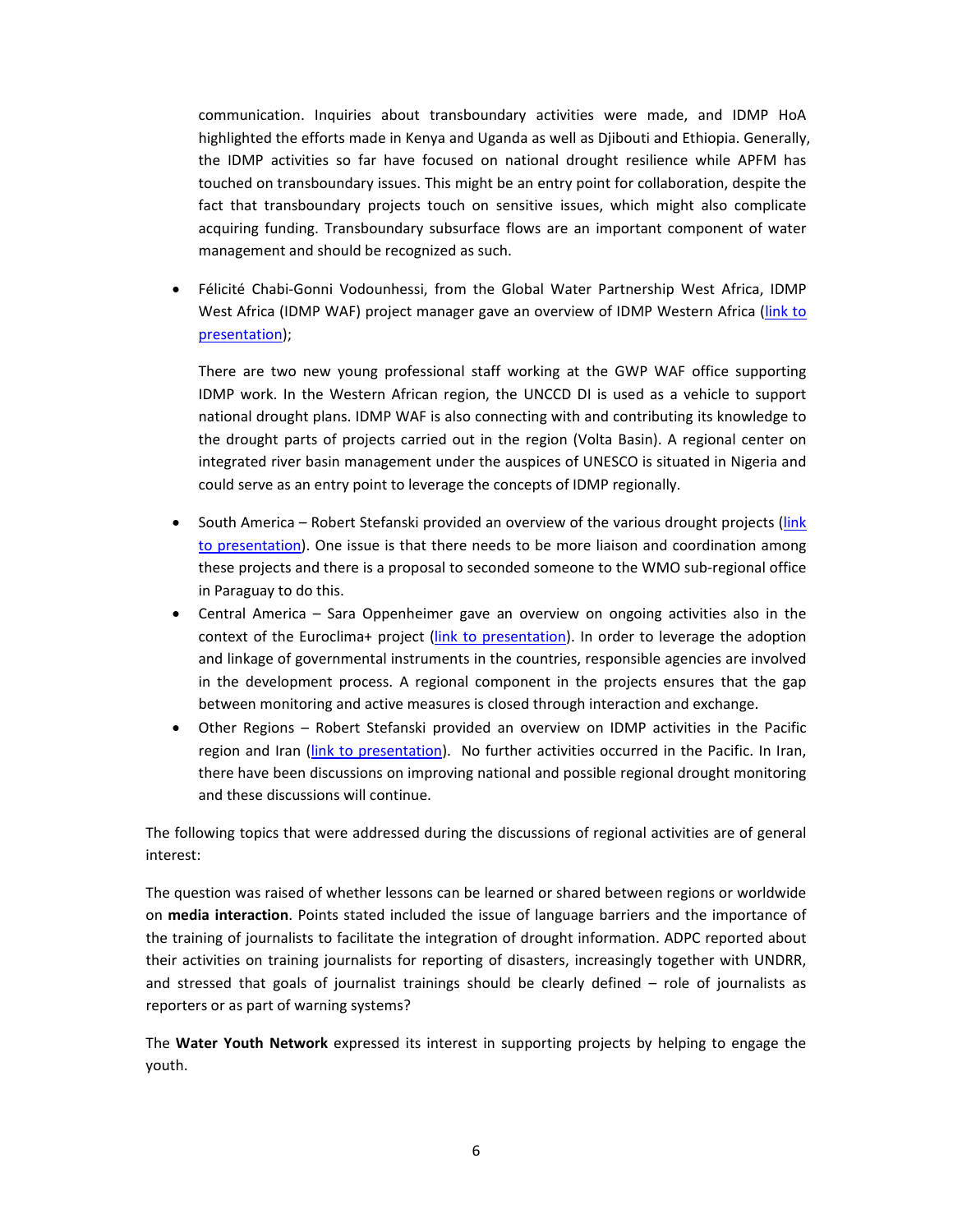communication. Inquiries about transboundary activities were made, and IDMP HoA highlighted the efforts made in Kenya and Uganda as well as Djibouti and Ethiopia. Generally, the IDMP activities so far have focused on national drought resilience while APFM has touched on transboundary issues. This might be an entry point for collaboration, despite the fact that transboundary projects touch on sensitive issues, which might also complicate acquiring funding. Transboundary subsurface flows are an important component of water management and should be recognized as such.

- Félicité Chabi-Gonni Vodounhessi, from the Global Water Partnership West Africa, IDMP West Africa (IDMP WAF) project manager gave an overview of IDMP Western Africa (link to presentation);

  There are two new young professional staff working at the GWP WAF office supporting IDMP work. In the Western African region, the UNCCD DI is used as a vehicle to support national drought plans. IDMP WAF is also connecting with and contributing its knowledge to the drought parts of projects carried out in the region (Volta Basin). A regional center on integrated river basin management under the auspices of UNESCO is situated in Nigeria and could serve as an entry point to leverage the concepts of IDMP regionally.

- South America – Robert Stefanski provided an overview of the various drought projects (link to presentation). One issue is that there needs to be more liaison and coordination among these projects and there is a proposal to seconded someone to the WMO sub-regional office in Paraguay to do this.
- Central America – Sara Oppenheimer gave an overview on ongoing activities also in the context of the Euroclima+ project (link to presentation). In order to leverage the adoption and linkage of governmental instruments in the countries, responsible agencies are involved in the development process. A regional component in the projects ensures that the gap between monitoring and active measures is closed through interaction and exchange.
- Other Regions – Robert Stefanski provided an overview on IDMP activities in the Pacific region and Iran (link to presentation). No further activities occurred in the Pacific. In Iran, there have been discussions on improving national and possible regional drought monitoring and these discussions will continue.

The following topics that were addressed during the discussions of regional activities are of general interest:

The question was raised of whether lessons can be learned or shared between regions or worldwide on **media interaction**. Points stated included the issue of language barriers and the importance of the training of journalists to facilitate the integration of drought information. ADPC reported about their activities on training journalists for reporting of disasters, increasingly together with UNDRR, and stressed that goals of journalist trainings should be clearly defined – role of journalists as reporters or as part of warning systems?

The **Water Youth Network** expressed its interest in supporting projects by helping to engage the youth.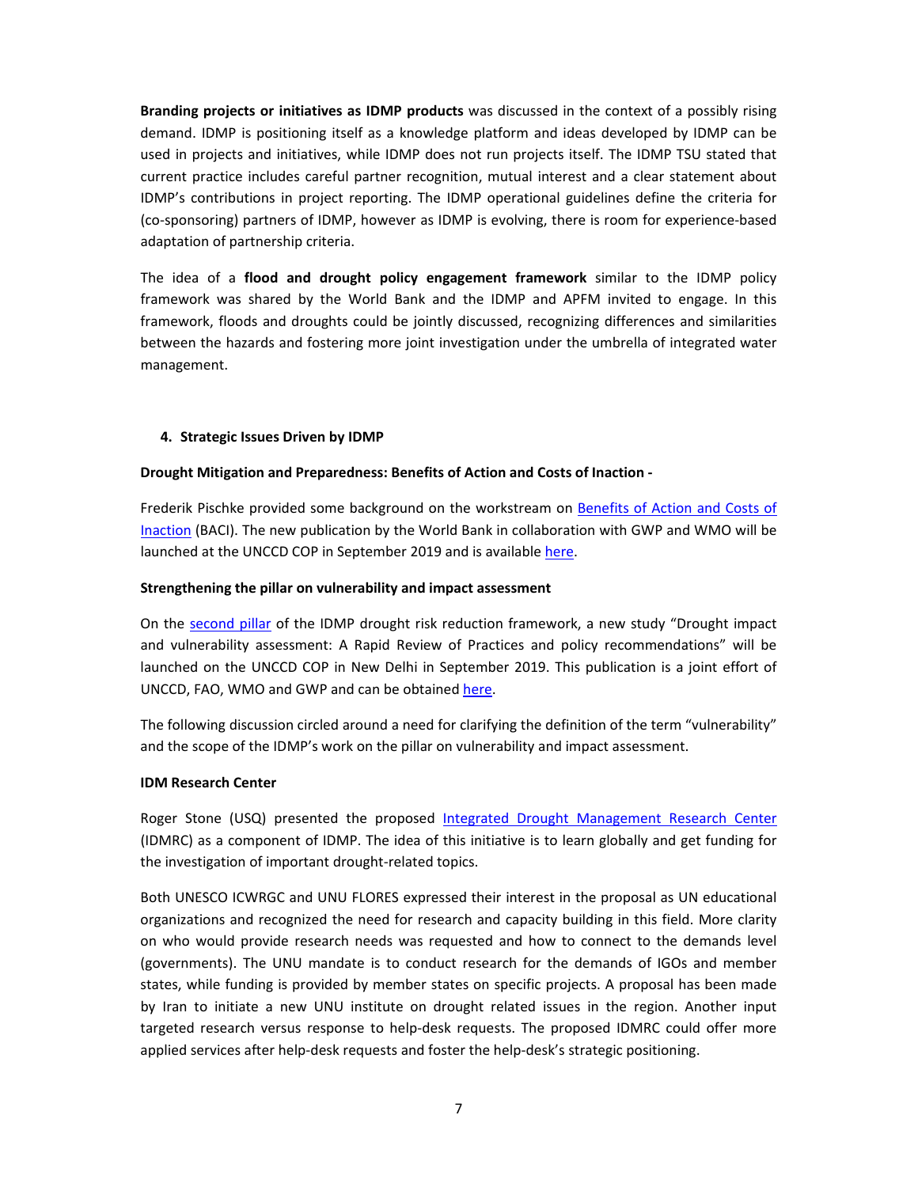**Branding projects or initiatives as IDMP products** was discussed in the context of a possibly rising demand. IDMP is positioning itself as a knowledge platform and ideas developed by IDMP can be used in projects and initiatives, while IDMP does not run projects itself. The IDMP TSU stated that current practice includes careful partner recognition, mutual interest and a clear statement about IDMP's contributions in project reporting. The IDMP operational guidelines define the criteria for (co-sponsoring) partners of IDMP, however as IDMP is evolving, there is room for experience-based adaptation of partnership criteria.

The idea of a **flood and drought policy engagement framework** similar to the IDMP policy framework was shared by the World Bank and the IDMP and APFM invited to engage. In this framework, floods and droughts could be jointly discussed, recognizing differences and similarities between the hazards and fostering more joint investigation under the umbrella of integrated water management.

## 4. Strategic Issues Driven by IDMP

**Drought Mitigation and Preparedness: Benefits of Action and Costs of Inaction -**

Frederik Pischke provided some background on the workstream on Benefits of Action and Costs of Inaction (BACI). The new publication by the World Bank in collaboration with GWP and WMO will be launched at the UNCCD COP in September 2019 and is available here.

**Strengthening the pillar on vulnerability and impact assessment**

On the second pillar of the IDMP drought risk reduction framework, a new study "Drought impact and vulnerability assessment: A Rapid Review of Practices and policy recommendations" will be launched on the UNCCD COP in New Delhi in September 2019. This publication is a joint effort of UNCCD, FAO, WMO and GWP and can be obtained here.

The following discussion circled around a need for clarifying the definition of the term "vulnerability" and the scope of the IDMP's work on the pillar on vulnerability and impact assessment.

**IDM Research Center**

Roger Stone (USQ) presented the proposed Integrated Drought Management Research Center (IDMRC) as a component of IDMP. The idea of this initiative is to learn globally and get funding for the investigation of important drought-related topics.

Both UNESCO ICWRGC and UNU FLORES expressed their interest in the proposal as UN educational organizations and recognized the need for research and capacity building in this field. More clarity on who would provide research needs was requested and how to connect to the demands level (governments). The UNU mandate is to conduct research for the demands of IGOs and member states, while funding is provided by member states on specific projects. A proposal has been made by Iran to initiate a new UNU institute on drought related issues in the region. Another input targeted research versus response to help-desk requests. The proposed IDMRC could offer more applied services after help-desk requests and foster the help-desk's strategic positioning.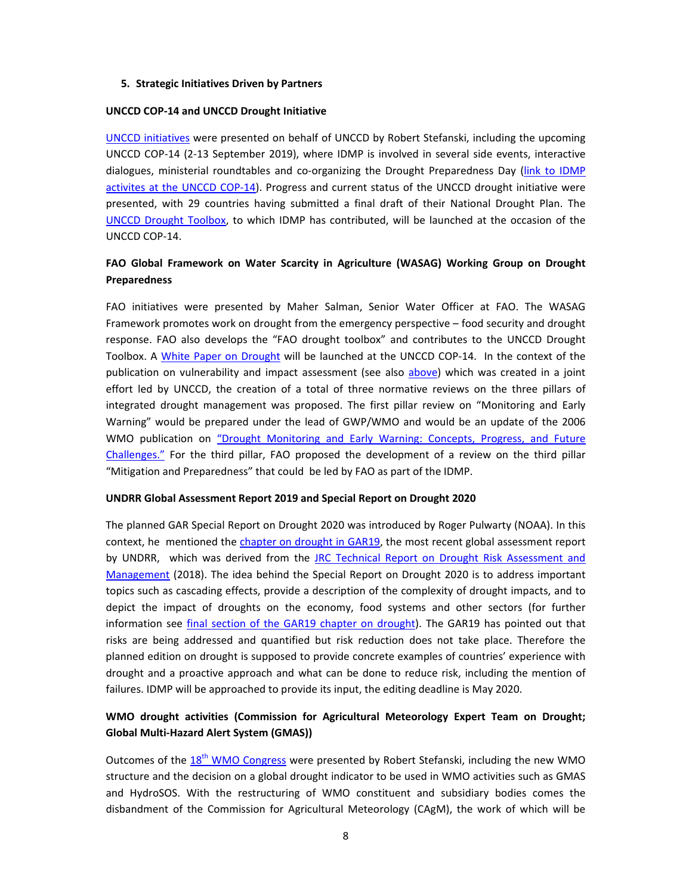## 5. Strategic Initiatives Driven by Partners

### UNCCD COP-14 and UNCCD Drought Initiative

UNCCD initiatives were presented on behalf of UNCCD by Robert Stefanski, including the upcoming UNCCD COP-14 (2-13 September 2019), where IDMP is involved in several side events, interactive dialogues, ministerial roundtables and co-organizing the Drought Preparedness Day (link to IDMP activites at the UNCCD COP-14). Progress and current status of the UNCCD drought initiative were presented, with 29 countries having submitted a final draft of their National Drought Plan. The UNCCD Drought Toolbox, to which IDMP has contributed, will be launched at the occasion of the UNCCD COP-14.

### FAO Global Framework on Water Scarcity in Agriculture (WASAG) Working Group on Drought Preparedness

FAO initiatives were presented by Maher Salman, Senior Water Officer at FAO. The WASAG Framework promotes work on drought from the emergency perspective – food security and drought response. FAO also develops the "FAO drought toolbox" and contributes to the UNCCD Drought Toolbox. A White Paper on Drought will be launched at the UNCCD COP-14. In the context of the publication on vulnerability and impact assessment (see also above) which was created in a joint effort led by UNCCD, the creation of a total of three normative reviews on the three pillars of integrated drought management was proposed. The first pillar review on "Monitoring and Early Warning" would be prepared under the lead of GWP/WMO and would be an update of the 2006 WMO publication on "Drought Monitoring and Early Warning: Concepts, Progress, and Future Challenges." For the third pillar, FAO proposed the development of a review on the third pillar "Mitigation and Preparedness" that could be led by FAO as part of the IDMP.

### UNDRR Global Assessment Report 2019 and Special Report on Drought 2020

The planned GAR Special Report on Drought 2020 was introduced by Roger Pulwarty (NOAA). In this context, he mentioned the chapter on drought in GAR19, the most recent global assessment report by UNDRR, which was derived from the JRC Technical Report on Drought Risk Assessment and Management (2018). The idea behind the Special Report on Drought 2020 is to address important topics such as cascading effects, provide a description of the complexity of drought impacts, and to depict the impact of droughts on the economy, food systems and other sectors (for further information see final section of the GAR19 chapter on drought). The GAR19 has pointed out that risks are being addressed and quantified but risk reduction does not take place. Therefore the planned edition on drought is supposed to provide concrete examples of countries' experience with drought and a proactive approach and what can be done to reduce risk, including the mention of failures. IDMP will be approached to provide its input, the editing deadline is May 2020.

### WMO drought activities (Commission for Agricultural Meteorology Expert Team on Drought; Global Multi-Hazard Alert System (GMAS))

Outcomes of the 18th WMO Congress were presented by Robert Stefanski, including the new WMO structure and the decision on a global drought indicator to be used in WMO activities such as GMAS and HydroSOS. With the restructuring of WMO constituent and subsidiary bodies comes the disbandment of the Commission for Agricultural Meteorology (CAgM), the work of which will be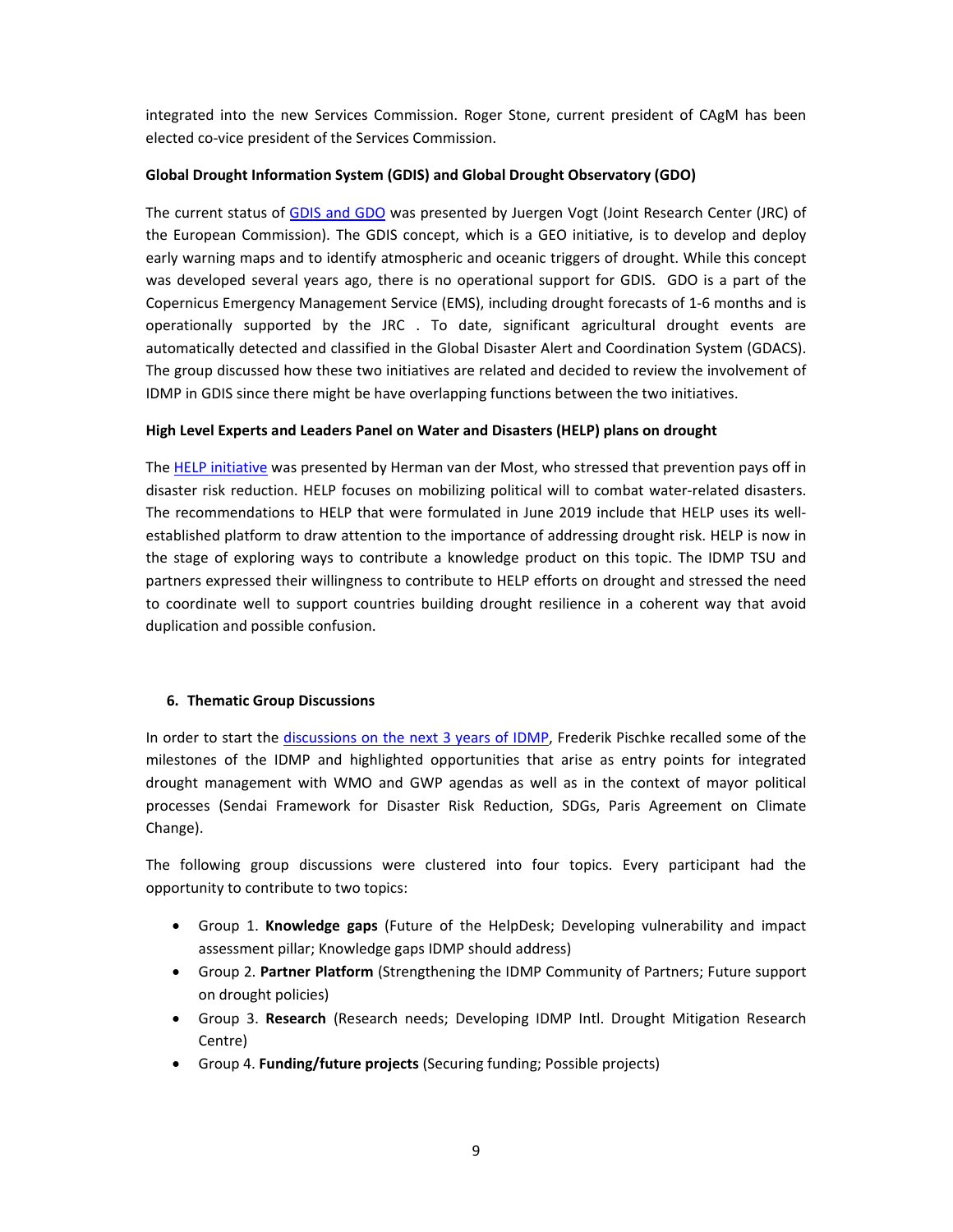integrated into the new Services Commission. Roger Stone, current president of CAgM has been elected co-vice president of the Services Commission.

**Global Drought Information System (GDIS) and Global Drought Observatory (GDO)**

The current status of GDIS and GDO was presented by Juergen Vogt (Joint Research Center (JRC) of the European Commission). The GDIS concept, which is a GEO initiative, is to develop and deploy early warning maps and to identify atmospheric and oceanic triggers of drought. While this concept was developed several years ago, there is no operational support for GDIS. GDO is a part of the Copernicus Emergency Management Service (EMS), including drought forecasts of 1-6 months and is operationally supported by the JRC . To date, significant agricultural drought events are automatically detected and classified in the Global Disaster Alert and Coordination System (GDACS). The group discussed how these two initiatives are related and decided to review the involvement of IDMP in GDIS since there might be have overlapping functions between the two initiatives.

**High Level Experts and Leaders Panel on Water and Disasters (HELP) plans on drought**

The HELP initiative was presented by Herman van der Most, who stressed that prevention pays off in disaster risk reduction. HELP focuses on mobilizing political will to combat water-related disasters. The recommendations to HELP that were formulated in June 2019 include that HELP uses its well-established platform to draw attention to the importance of addressing drought risk. HELP is now in the stage of exploring ways to contribute a knowledge product on this topic. The IDMP TSU and partners expressed their willingness to contribute to HELP efforts on drought and stressed the need to coordinate well to support countries building drought resilience in a coherent way that avoid duplication and possible confusion.

## 6. Thematic Group Discussions

In order to start the discussions on the next 3 years of IDMP, Frederik Pischke recalled some of the milestones of the IDMP and highlighted opportunities that arise as entry points for integrated drought management with WMO and GWP agendas as well as in the context of mayor political processes (Sendai Framework for Disaster Risk Reduction, SDGs, Paris Agreement on Climate Change).

The following group discussions were clustered into four topics. Every participant had the opportunity to contribute to two topics:

- Group 1. **Knowledge gaps** (Future of the HelpDesk; Developing vulnerability and impact assessment pillar; Knowledge gaps IDMP should address)
- Group 2. **Partner Platform** (Strengthening the IDMP Community of Partners; Future support on drought policies)
- Group 3. **Research** (Research needs; Developing IDMP Intl. Drought Mitigation Research Centre)
- Group 4. **Funding/future projects** (Securing funding; Possible projects)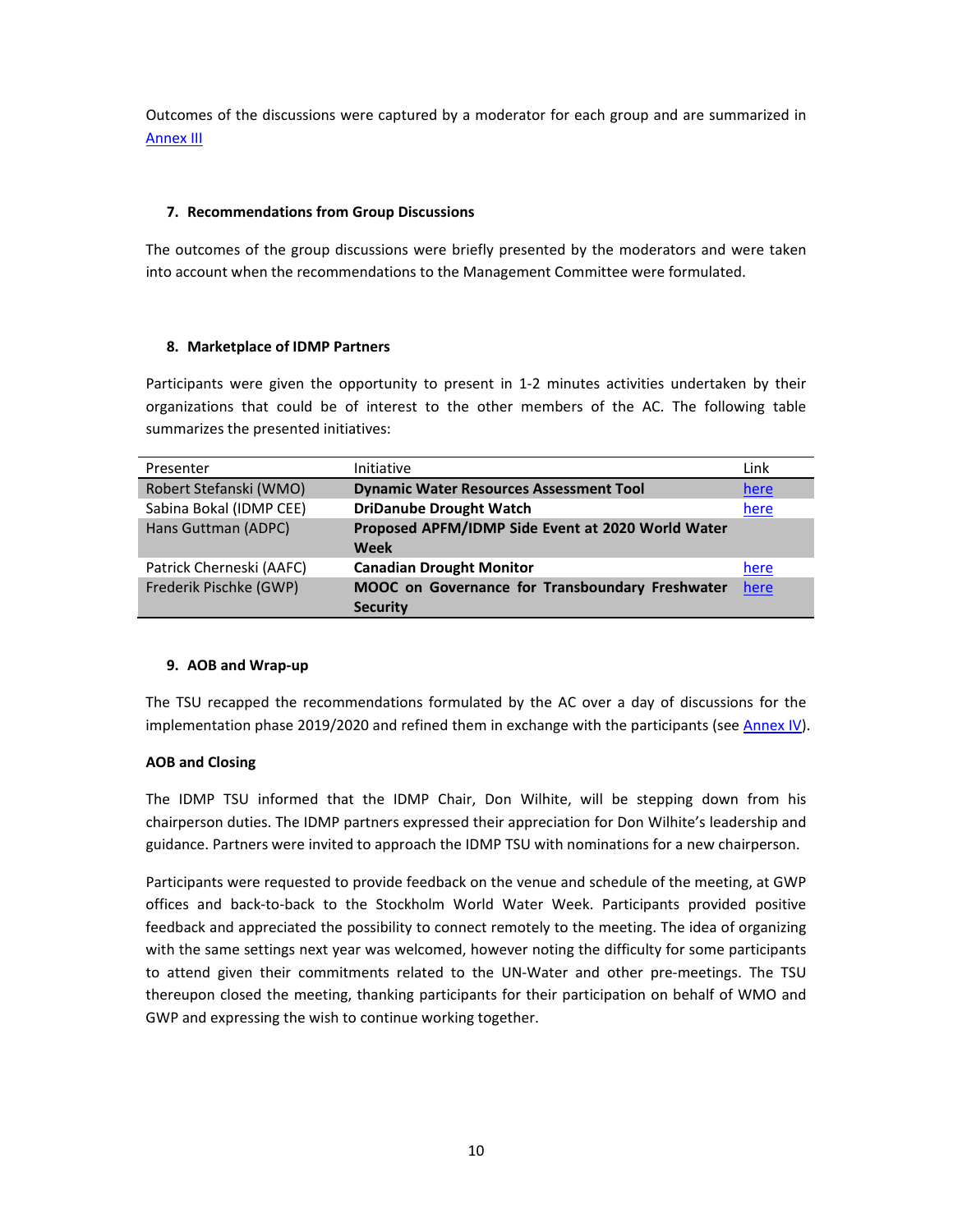Outcomes of the discussions were captured by a moderator for each group and are summarized in [Annex III](#)

### 7. Recommendations from Group Discussions

The outcomes of the group discussions were briefly presented by the moderators and were taken into account when the recommendations to the Management Committee were formulated.

### 8. Marketplace of IDMP Partners

Participants were given the opportunity to present in 1-2 minutes activities undertaken by their organizations that could be of interest to the other members of the AC. The following table summarizes the presented initiatives:

| Presenter | Initiative | Link |
|---|---|---|
| Robert Stefanski (WMO) | **Dynamic Water Resources Assessment Tool** | here |
| Sabina Bokal (IDMP CEE) | **DriDanube Drought Watch** | here |
| Hans Guttman (ADPC) | **Proposed APFM/IDMP Side Event at 2020 World Water Week** | |
| Patrick Cherneski (AAFC) | **Canadian Drought Monitor** | here |
| Frederik Pischke (GWP) | **MOOC on Governance for Transboundary Freshwater Security** | here |

### 9. AOB and Wrap-up

The TSU recapped the recommendations formulated by the AC over a day of discussions for the implementation phase 2019/2020 and refined them in exchange with the participants (see Annex IV).

**AOB and Closing**

The IDMP TSU informed that the IDMP Chair, Don Wilhite, will be stepping down from his chairperson duties. The IDMP partners expressed their appreciation for Don Wilhite's leadership and guidance. Partners were invited to approach the IDMP TSU with nominations for a new chairperson.

Participants were requested to provide feedback on the venue and schedule of the meeting, at GWP offices and back-to-back to the Stockholm World Water Week. Participants provided positive feedback and appreciated the possibility to connect remotely to the meeting. The idea of organizing with the same settings next year was welcomed, however noting the difficulty for some participants to attend given their commitments related to the UN-Water and other pre-meetings. The TSU thereupon closed the meeting, thanking participants for their participation on behalf of WMO and GWP and expressing the wish to continue working together.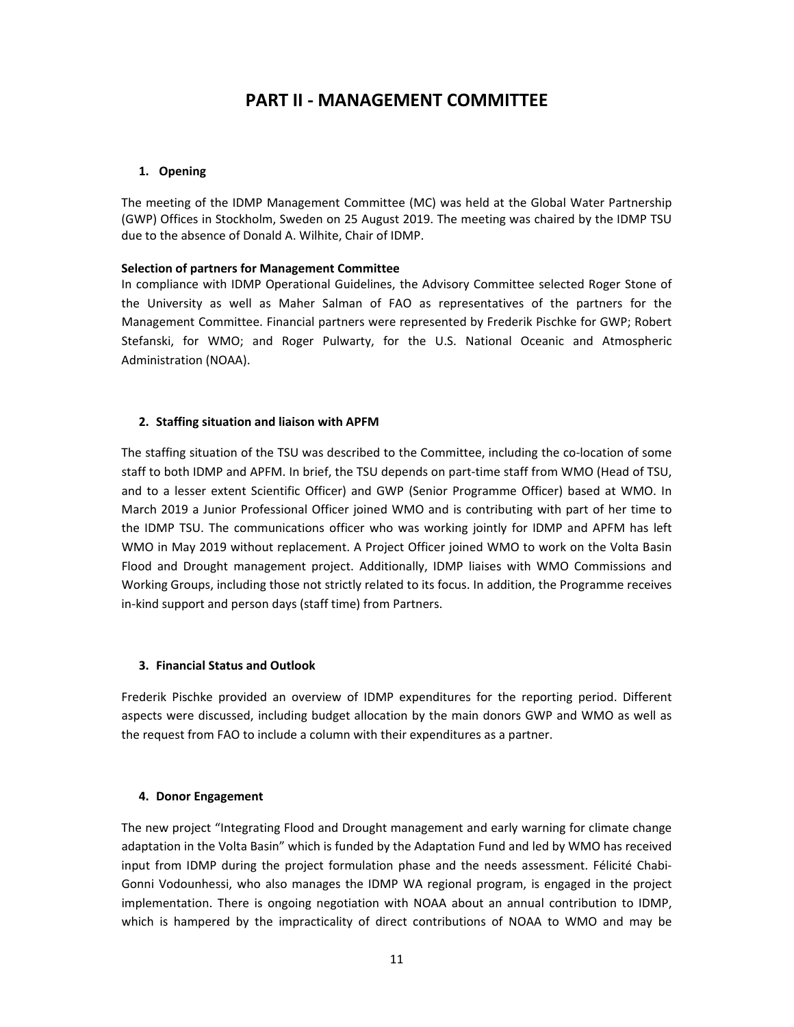# PART II - MANAGEMENT COMMITTEE

## 1. Opening

The meeting of the IDMP Management Committee (MC) was held at the Global Water Partnership (GWP) Offices in Stockholm, Sweden on 25 August 2019. The meeting was chaired by the IDMP TSU due to the absence of Donald A. Wilhite, Chair of IDMP.

**Selection of partners for Management Committee**

In compliance with IDMP Operational Guidelines, the Advisory Committee selected Roger Stone of the University as well as Maher Salman of FAO as representatives of the partners for the Management Committee. Financial partners were represented by Frederik Pischke for GWP; Robert Stefanski, for WMO; and Roger Pulwarty, for the U.S. National Oceanic and Atmospheric Administration (NOAA).

## 2. Staffing situation and liaison with APFM

The staffing situation of the TSU was described to the Committee, including the co-location of some staff to both IDMP and APFM. In brief, the TSU depends on part-time staff from WMO (Head of TSU, and to a lesser extent Scientific Officer) and GWP (Senior Programme Officer) based at WMO. In March 2019 a Junior Professional Officer joined WMO and is contributing with part of her time to the IDMP TSU. The communications officer who was working jointly for IDMP and APFM has left WMO in May 2019 without replacement. A Project Officer joined WMO to work on the Volta Basin Flood and Drought management project. Additionally, IDMP liaises with WMO Commissions and Working Groups, including those not strictly related to its focus. In addition, the Programme receives in-kind support and person days (staff time) from Partners.

## 3. Financial Status and Outlook

Frederik Pischke provided an overview of IDMP expenditures for the reporting period. Different aspects were discussed, including budget allocation by the main donors GWP and WMO as well as the request from FAO to include a column with their expenditures as a partner.

## 4. Donor Engagement

The new project "Integrating Flood and Drought management and early warning for climate change adaptation in the Volta Basin" which is funded by the Adaptation Fund and led by WMO has received input from IDMP during the project formulation phase and the needs assessment. Félicité Chabi-Gonni Vodounhessi, who also manages the IDMP WA regional program, is engaged in the project implementation. There is ongoing negotiation with NOAA about an annual contribution to IDMP, which is hampered by the impracticality of direct contributions of NOAA to WMO and may be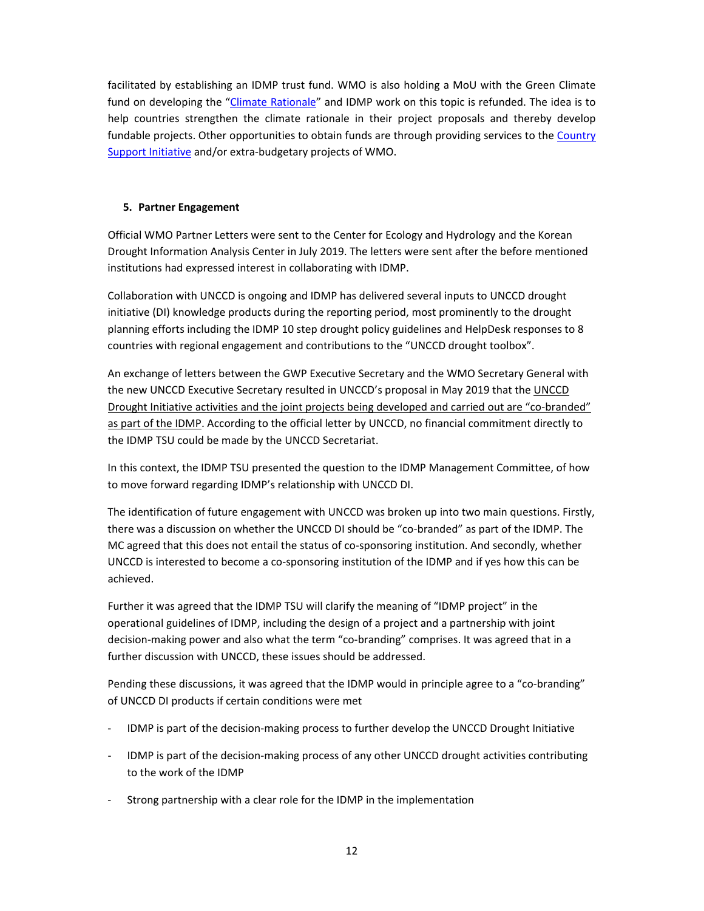facilitated by establishing an IDMP trust fund. WMO is also holding a MoU with the Green Climate fund on developing the "Climate Rationale" and IDMP work on this topic is refunded. The idea is to help countries strengthen the climate rationale in their project proposals and thereby develop fundable projects. Other opportunities to obtain funds are through providing services to the Country Support Initiative and/or extra-budgetary projects of WMO.

## 5. Partner Engagement

Official WMO Partner Letters were sent to the Center for Ecology and Hydrology and the Korean Drought Information Analysis Center in July 2019. The letters were sent after the before mentioned institutions had expressed interest in collaborating with IDMP.

Collaboration with UNCCD is ongoing and IDMP has delivered several inputs to UNCCD drought initiative (DI) knowledge products during the reporting period, most prominently to the drought planning efforts including the IDMP 10 step drought policy guidelines and HelpDesk responses to 8 countries with regional engagement and contributions to the "UNCCD drought toolbox".

An exchange of letters between the GWP Executive Secretary and the WMO Secretary General with the new UNCCD Executive Secretary resulted in UNCCD's proposal in May 2019 that the UNCCD Drought Initiative activities and the joint projects being developed and carried out are "co-branded" as part of the IDMP. According to the official letter by UNCCD, no financial commitment directly to the IDMP TSU could be made by the UNCCD Secretariat.

In this context, the IDMP TSU presented the question to the IDMP Management Committee, of how to move forward regarding IDMP's relationship with UNCCD DI.

The identification of future engagement with UNCCD was broken up into two main questions. Firstly, there was a discussion on whether the UNCCD DI should be "co-branded" as part of the IDMP. The MC agreed that this does not entail the status of co-sponsoring institution. And secondly, whether UNCCD is interested to become a co-sponsoring institution of the IDMP and if yes how this can be achieved.

Further it was agreed that the IDMP TSU will clarify the meaning of "IDMP project" in the operational guidelines of IDMP, including the design of a project and a partnership with joint decision-making power and also what the term "co-branding" comprises. It was agreed that in a further discussion with UNCCD, these issues should be addressed.

Pending these discussions, it was agreed that the IDMP would in principle agree to a "co-branding" of UNCCD DI products if certain conditions were met

- IDMP is part of the decision-making process to further develop the UNCCD Drought Initiative
- IDMP is part of the decision-making process of any other UNCCD drought activities contributing to the work of the IDMP
- Strong partnership with a clear role for the IDMP in the implementation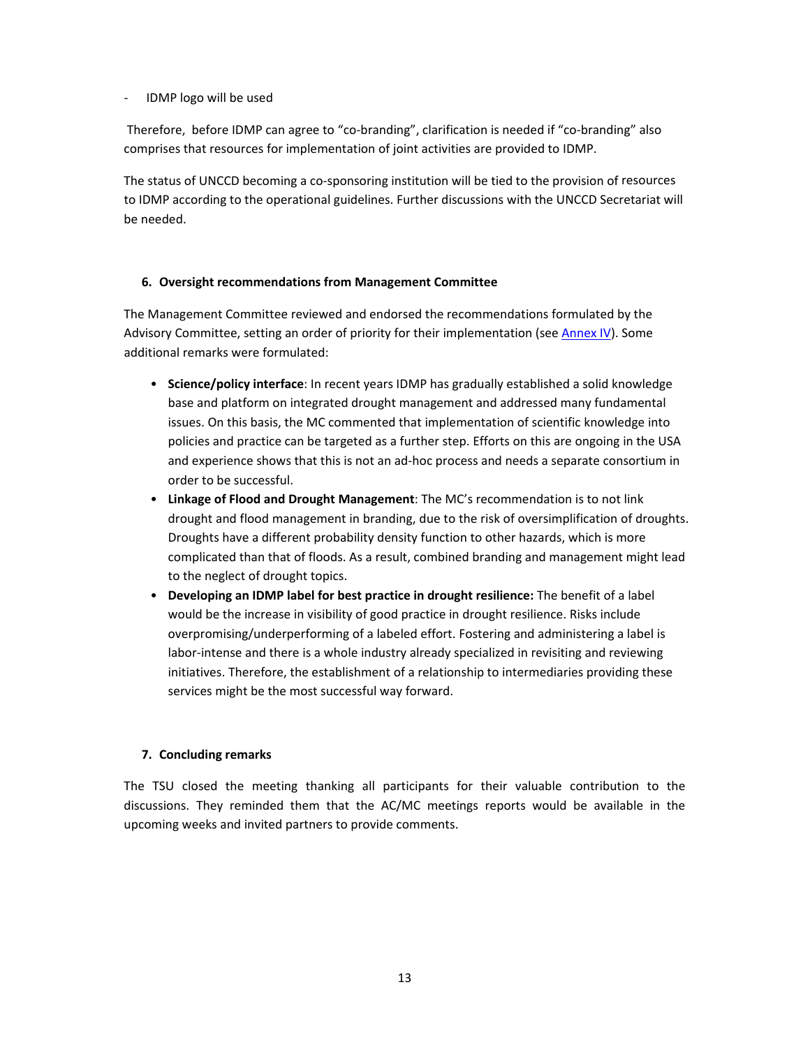- IDMP logo will be used

Therefore, before IDMP can agree to "co-branding", clarification is needed if "co-branding" also comprises that resources for implementation of joint activities are provided to IDMP.

The status of UNCCD becoming a co-sponsoring institution will be tied to the provision of resources to IDMP according to the operational guidelines. Further discussions with the UNCCD Secretariat will be needed.

## 6. Oversight recommendations from Management Committee

The Management Committee reviewed and endorsed the recommendations formulated by the Advisory Committee, setting an order of priority for their implementation (see Annex IV). Some additional remarks were formulated:

- **Science/policy interface**: In recent years IDMP has gradually established a solid knowledge base and platform on integrated drought management and addressed many fundamental issues. On this basis, the MC commented that implementation of scientific knowledge into policies and practice can be targeted as a further step. Efforts on this are ongoing in the USA and experience shows that this is not an ad-hoc process and needs a separate consortium in order to be successful.
- **Linkage of Flood and Drought Management**: The MC's recommendation is to not link drought and flood management in branding, due to the risk of oversimplification of droughts. Droughts have a different probability density function to other hazards, which is more complicated than that of floods. As a result, combined branding and management might lead to the neglect of drought topics.
- **Developing an IDMP label for best practice in drought resilience:** The benefit of a label would be the increase in visibility of good practice in drought resilience. Risks include overpromising/underperforming of a labeled effort. Fostering and administering a label is labor-intense and there is a whole industry already specialized in revisiting and reviewing initiatives. Therefore, the establishment of a relationship to intermediaries providing these services might be the most successful way forward.

## 7. Concluding remarks

The TSU closed the meeting thanking all participants for their valuable contribution to the discussions. They reminded them that the AC/MC meetings reports would be available in the upcoming weeks and invited partners to provide comments.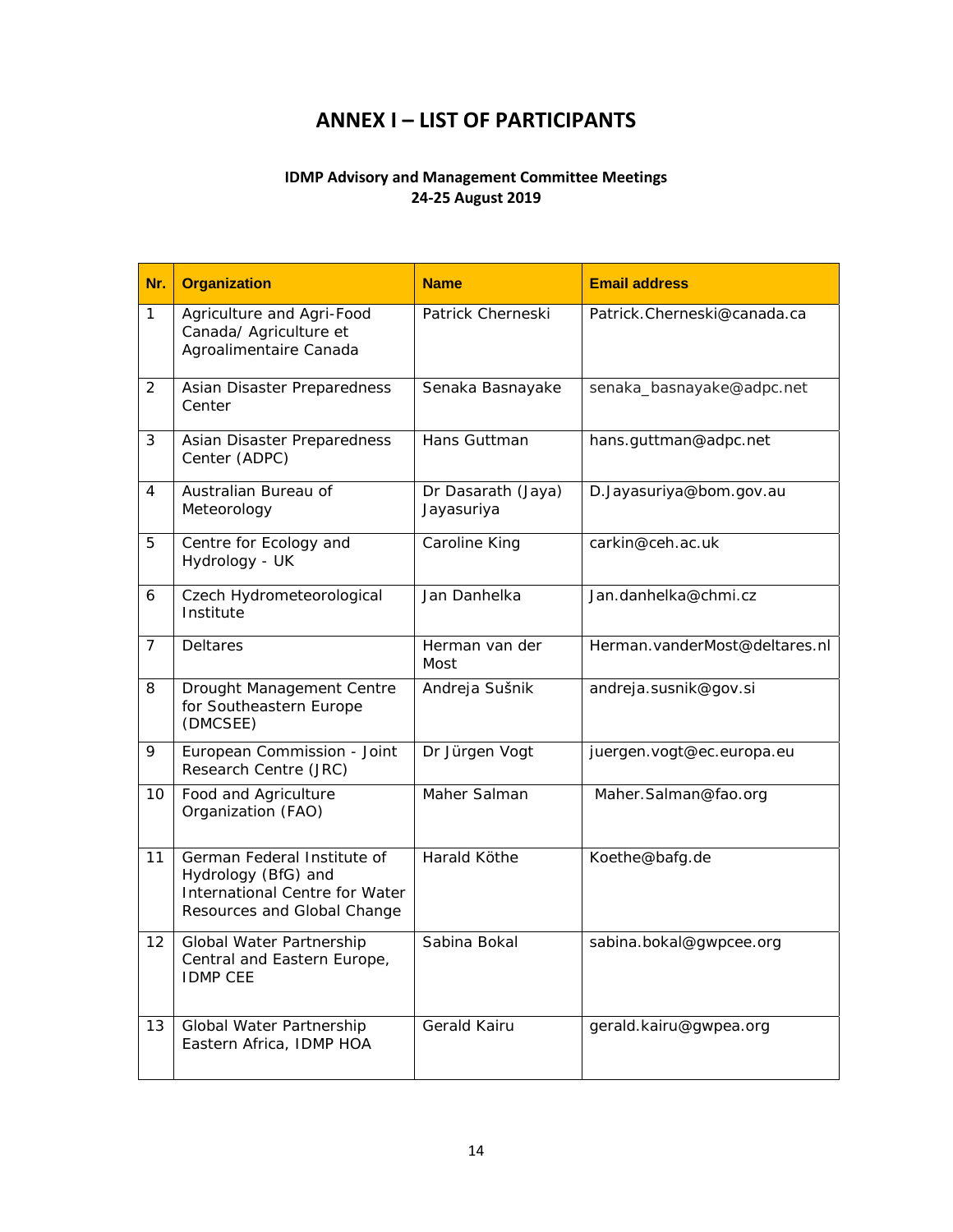# ANNEX I – LIST OF PARTICIPANTS

**IDMP Advisory and Management Committee Meetings**
**24-25 August 2019**

| Nr. | Organization | Name | Email address |
|---|---|---|---|
| 1 | Agriculture and Agri-Food Canada/ Agriculture et Agroalimentaire Canada | Patrick Cherneski | Patrick.Cherneski@canada.ca |
| 2 | Asian Disaster Preparedness Center | Senaka Basnayake | senaka_basnayake@adpc.net |
| 3 | Asian Disaster Preparedness Center (ADPC) | Hans Guttman | hans.guttman@adpc.net |
| 4 | Australian Bureau of Meteorology | Dr Dasarath (Jaya) Jayasuriya | D.Jayasuriya@bom.gov.au |
| 5 | Centre for Ecology and Hydrology - UK | Caroline King | carkin@ceh.ac.uk |
| 6 | Czech Hydrometeorological Institute | Jan Danhelka | Jan.danhelka@chmi.cz |
| 7 | Deltares | Herman van der Most | Herman.vanderMost@deltares.nl |
| 8 | Drought Management Centre for Southeastern Europe (DMCSEE) | Andreja Sušnik | andreja.susnik@gov.si |
| 9 | European Commission - Joint Research Centre (JRC) | Dr Jürgen Vogt | juergen.vogt@ec.europa.eu |
| 10 | Food and Agriculture Organization (FAO) | Maher Salman | Maher.Salman@fao.org |
| 11 | German Federal Institute of Hydrology (BfG) and International Centre for Water Resources and Global Change | Harald Köthe | Koethe@bafg.de |
| 12 | Global Water Partnership Central and Eastern Europe, IDMP CEE | Sabina Bokal | sabina.bokal@gwpcee.org |
| 13 | Global Water Partnership Eastern Africa, IDMP HOA | Gerald Kairu | gerald.kairu@gwpea.org |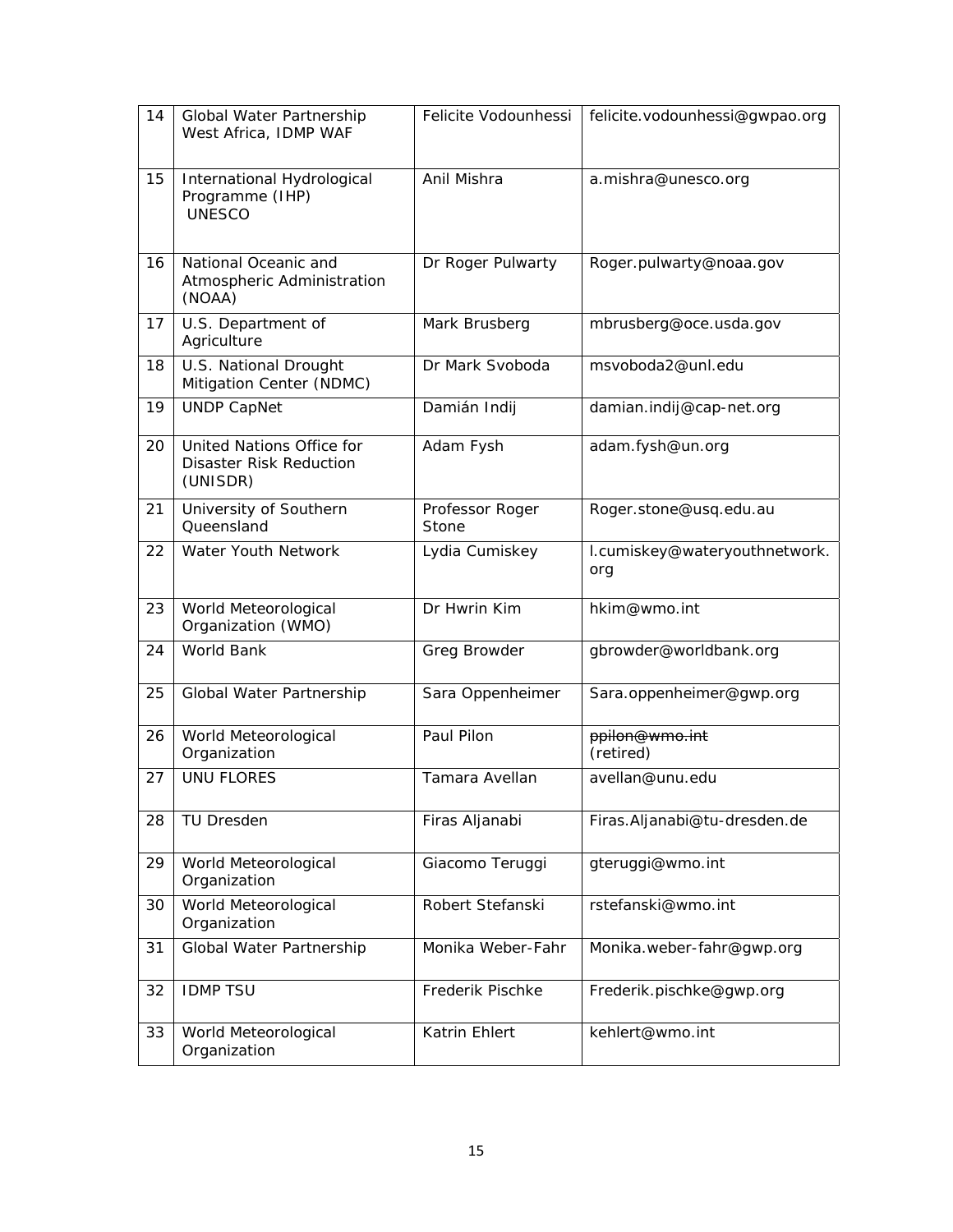| 14 | Global Water Partnership West Africa, IDMP WAF | Felicite Vodounhessi | felicite.vodounhessi@gwpao.org |
|---|---|---|---|
| 15 | International Hydrological Programme (IHP) UNESCO | Anil Mishra | a.mishra@unesco.org |
| 16 | National Oceanic and Atmospheric Administration (NOAA) | Dr Roger Pulwarty | Roger.pulwarty@noaa.gov |
| 17 | U.S. Department of Agriculture | Mark Brusberg | mbrusberg@oce.usda.gov |
| 18 | U.S. National Drought Mitigation Center (NDMC) | Dr Mark Svoboda | msvoboda2@unl.edu |
| 19 | UNDP CapNet | Damián Indij | damian.indij@cap-net.org |
| 20 | United Nations Office for Disaster Risk Reduction (UNISDR) | Adam Fysh | adam.fysh@un.org |
| 21 | University of Southern Queensland | Professor Roger Stone | Roger.stone@usq.edu.au |
| 22 | Water Youth Network | Lydia Cumiskey | l.cumiskey@wateryouthnetwork.org |
| 23 | World Meteorological Organization (WMO) | Dr Hwrin Kim | hkim@wmo.int |
| 24 | World Bank | Greg Browder | gbrowder@worldbank.org |
| 25 | Global Water Partnership | Sara Oppenheimer | Sara.oppenheimer@gwp.org |
| 26 | World Meteorological Organization | Paul Pilon | ~~ppilon@wmo.int~~ (retired) |
| 27 | UNU FLORES | Tamara Avellan | avellan@unu.edu |
| 28 | TU Dresden | Firas Aljanabi | Firas.Aljanabi@tu-dresden.de |
| 29 | World Meteorological Organization | Giacomo Teruggi | gteruggi@wmo.int |
| 30 | World Meteorological Organization | Robert Stefanski | rstefanski@wmo.int |
| 31 | Global Water Partnership | Monika Weber-Fahr | Monika.weber-fahr@gwp.org |
| 32 | IDMP TSU | Frederik Pischke | Frederik.pischke@gwp.org |
| 33 | World Meteorological Organization | Katrin Ehlert | kehlert@wmo.int |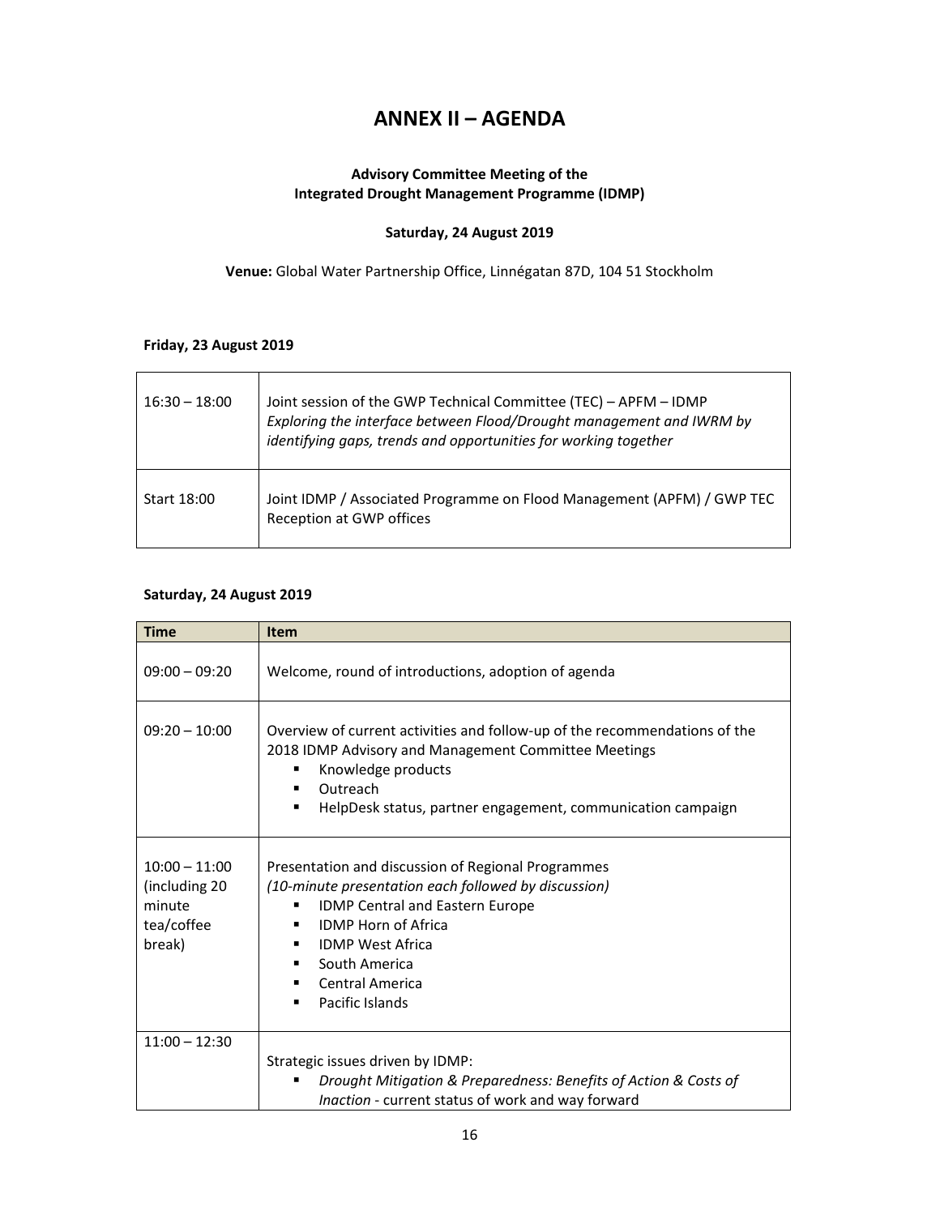# ANNEX II – AGENDA

**Advisory Committee Meeting of the Integrated Drought Management Programme (IDMP)**

**Saturday, 24 August 2019**

**Venue:** Global Water Partnership Office, Linnégatan 87D, 104 51 Stockholm

**Friday, 23 August 2019**

| | |
|---|---|
| 16:30 – 18:00 | Joint session of the GWP Technical Committee (TEC) – APFM – IDMP<br>*Exploring the interface between Flood/Drought management and IWRM by identifying gaps, trends and opportunities for working together* |
| Start 18:00 | Joint IDMP / Associated Programme on Flood Management (APFM) / GWP TEC Reception at GWP offices |

**Saturday, 24 August 2019**

| Time | Item |
|---|---|
| 09:00 – 09:20 | Welcome, round of introductions, adoption of agenda |
| 09:20 – 10:00 | Overview of current activities and follow-up of the recommendations of the 2018 IDMP Advisory and Management Committee Meetings<br>▪ Knowledge products<br>▪ Outreach<br>▪ HelpDesk status, partner engagement, communication campaign |
| 10:00 – 11:00 (including 20 minute tea/coffee break) | Presentation and discussion of Regional Programmes<br>*(10-minute presentation each followed by discussion)*<br>▪ IDMP Central and Eastern Europe<br>▪ IDMP Horn of Africa<br>▪ IDMP West Africa<br>▪ South America<br>▪ Central America<br>▪ Pacific Islands |
| 11:00 – 12:30 | Strategic issues driven by IDMP:<br>▪ *Drought Mitigation & Preparedness: Benefits of Action & Costs of Inaction* - current status of work and way forward |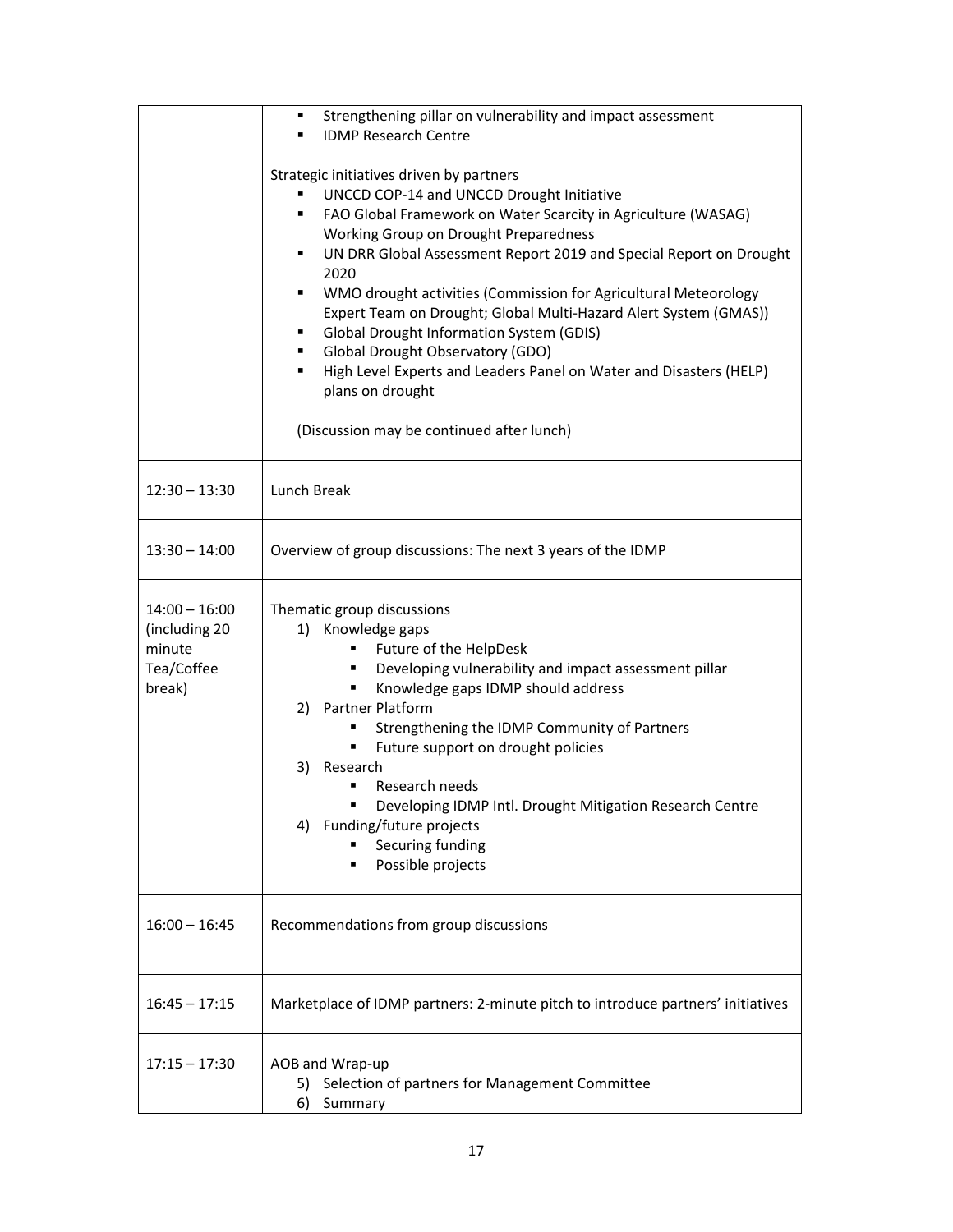| | |
|---|---|
| | ▪ Strengthening pillar on vulnerability and impact assessment<br>▪ IDMP Research Centre<br><br>Strategic initiatives driven by partners<br>▪ UNCCD COP-14 and UNCCD Drought Initiative<br>▪ FAO Global Framework on Water Scarcity in Agriculture (WASAG) Working Group on Drought Preparedness<br>▪ UN DRR Global Assessment Report 2019 and Special Report on Drought 2020<br>▪ WMO drought activities (Commission for Agricultural Meteorology Expert Team on Drought; Global Multi-Hazard Alert System (GMAS))<br>▪ Global Drought Information System (GDIS)<br>▪ Global Drought Observatory (GDO)<br>▪ High Level Experts and Leaders Panel on Water and Disasters (HELP) plans on drought<br><br>(Discussion may be continued after lunch) |
| 12:30 – 13:30 | Lunch Break |
| 13:30 – 14:00 | Overview of group discussions: The next 3 years of the IDMP |
| 14:00 – 16:00 (including 20 minute Tea/Coffee break) | Thematic group discussions<br>1) Knowledge gaps<br>▪ Future of the HelpDesk<br>▪ Developing vulnerability and impact assessment pillar<br>▪ Knowledge gaps IDMP should address<br>2) Partner Platform<br>▪ Strengthening the IDMP Community of Partners<br>▪ Future support on drought policies<br>3) Research<br>▪ Research needs<br>▪ Developing IDMP Intl. Drought Mitigation Research Centre<br>4) Funding/future projects<br>▪ Securing funding<br>▪ Possible projects |
| 16:00 – 16:45 | Recommendations from group discussions |
| 16:45 – 17:15 | Marketplace of IDMP partners: 2-minute pitch to introduce partners' initiatives |
| 17:15 – 17:30 | AOB and Wrap-up<br>5) Selection of partners for Management Committee<br>6) Summary |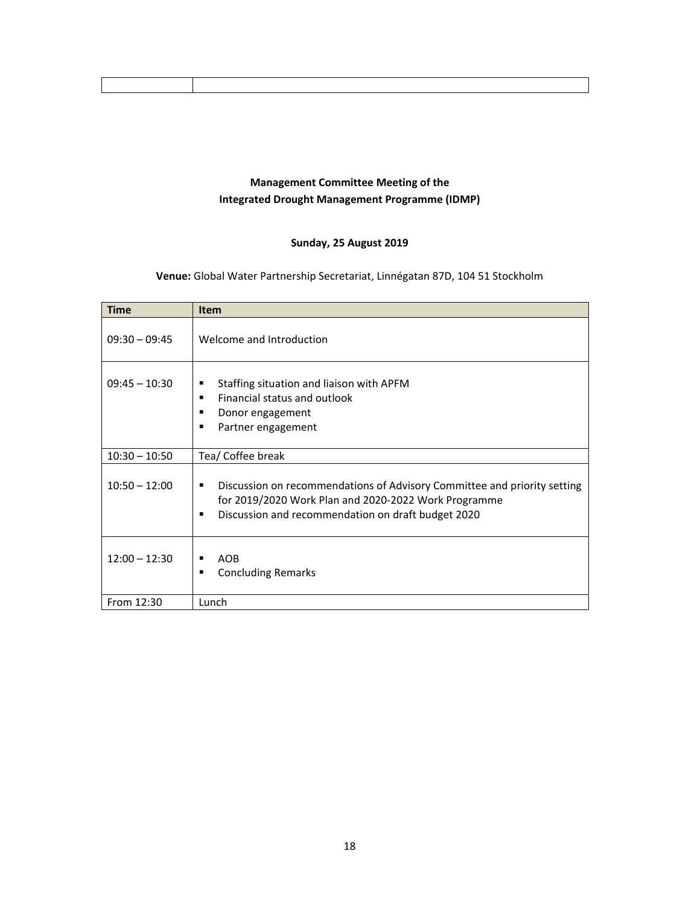**Management Committee Meeting of the**
**Integrated Drought Management Programme (IDMP)**

**Sunday, 25 August 2019**

**Venue:** Global Water Partnership Secretariat, Linnégatan 87D, 104 51 Stockholm

| Time | Item |
|---|---|
| 09:30 – 09:45 | Welcome and Introduction |
| 09:45 – 10:30 | ▪ Staffing situation and liaison with APFM<br>▪ Financial status and outlook<br>▪ Donor engagement<br>▪ Partner engagement |
| 10:30 – 10:50 | Tea/ Coffee break |
| 10:50 – 12:00 | ▪ Discussion on recommendations of Advisory Committee and priority setting for 2019/2020 Work Plan and 2020-2022 Work Programme<br>▪ Discussion and recommendation on draft budget 2020 |
| 12:00 – 12:30 | ▪ AOB<br>▪ Concluding Remarks |
| From 12:30 | Lunch |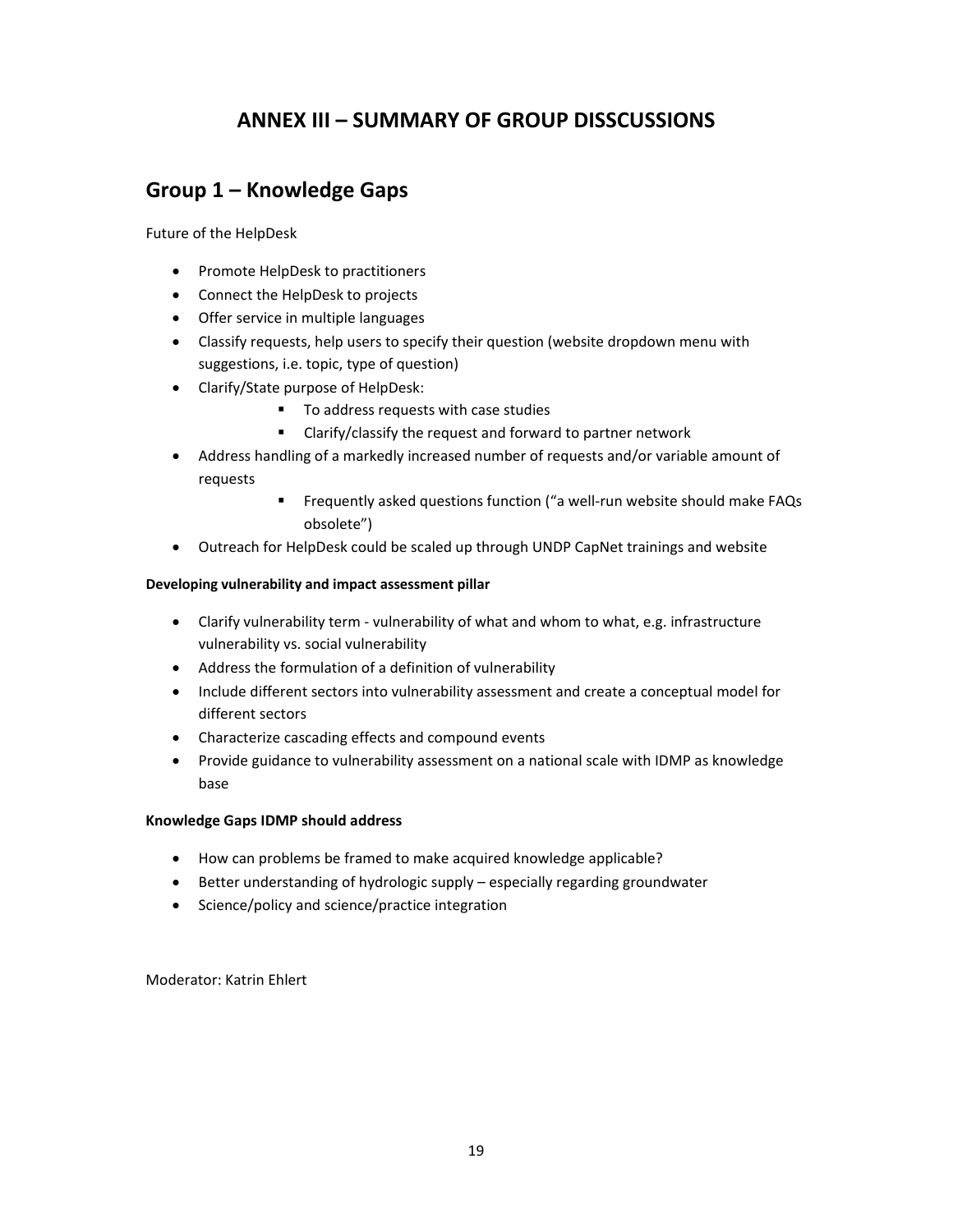# ANNEX III – SUMMARY OF GROUP DISSCUSSIONS

## Group 1 – Knowledge Gaps

Future of the HelpDesk

- Promote HelpDesk to practitioners
- Connect the HelpDesk to projects
- Offer service in multiple languages
- Classify requests, help users to specify their question (website dropdown menu with suggestions, i.e. topic, type of question)
- Clarify/State purpose of HelpDesk:
  - To address requests with case studies
  - Clarify/classify the request and forward to partner network
- Address handling of a markedly increased number of requests and/or variable amount of requests
  - Frequently asked questions function ("a well-run website should make FAQs obsolete")
- Outreach for HelpDesk could be scaled up through UNDP CapNet trainings and website

**Developing vulnerability and impact assessment pillar**

- Clarify vulnerability term - vulnerability of what and whom to what, e.g. infrastructure vulnerability vs. social vulnerability
- Address the formulation of a definition of vulnerability
- Include different sectors into vulnerability assessment and create a conceptual model for different sectors
- Characterize cascading effects and compound events
- Provide guidance to vulnerability assessment on a national scale with IDMP as knowledge base

**Knowledge Gaps IDMP should address**

- How can problems be framed to make acquired knowledge applicable?
- Better understanding of hydrologic supply – especially regarding groundwater
- Science/policy and science/practice integration

Moderator: Katrin Ehlert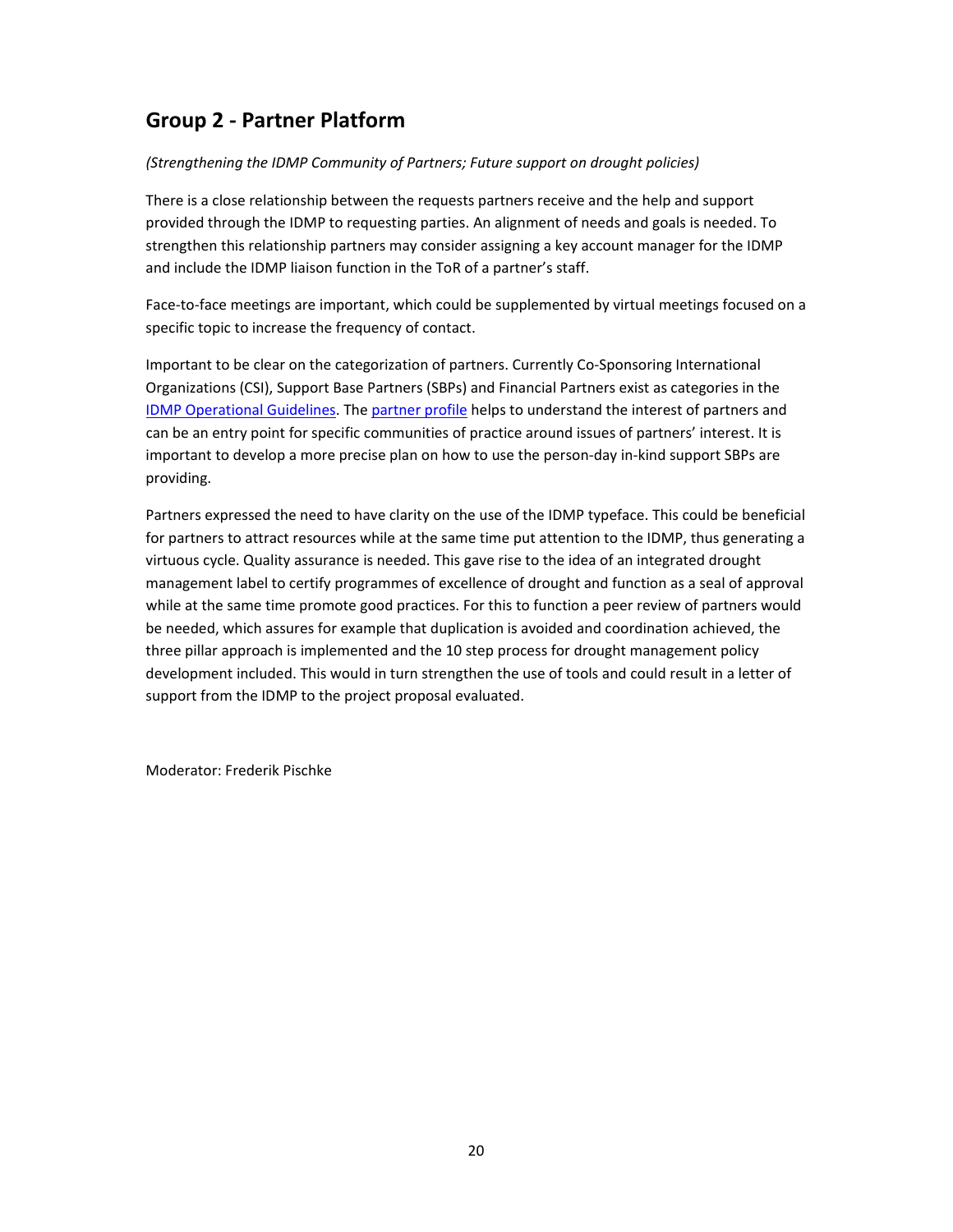## Group 2 - Partner Platform

*(Strengthening the IDMP Community of Partners; Future support on drought policies)*

There is a close relationship between the requests partners receive and the help and support provided through the IDMP to requesting parties. An alignment of needs and goals is needed. To strengthen this relationship partners may consider assigning a key account manager for the IDMP and include the IDMP liaison function in the ToR of a partner's staff.

Face-to-face meetings are important, which could be supplemented by virtual meetings focused on a specific topic to increase the frequency of contact.

Important to be clear on the categorization of partners. Currently Co-Sponsoring International Organizations (CSI), Support Base Partners (SBPs) and Financial Partners exist as categories in the IDMP Operational Guidelines. The partner profile helps to understand the interest of partners and can be an entry point for specific communities of practice around issues of partners' interest. It is important to develop a more precise plan on how to use the person-day in-kind support SBPs are providing.

Partners expressed the need to have clarity on the use of the IDMP typeface. This could be beneficial for partners to attract resources while at the same time put attention to the IDMP, thus generating a virtuous cycle. Quality assurance is needed. This gave rise to the idea of an integrated drought management label to certify programmes of excellence of drought and function as a seal of approval while at the same time promote good practices. For this to function a peer review of partners would be needed, which assures for example that duplication is avoided and coordination achieved, the three pillar approach is implemented and the 10 step process for drought management policy development included. This would in turn strengthen the use of tools and could result in a letter of support from the IDMP to the project proposal evaluated.

Moderator: Frederik Pischke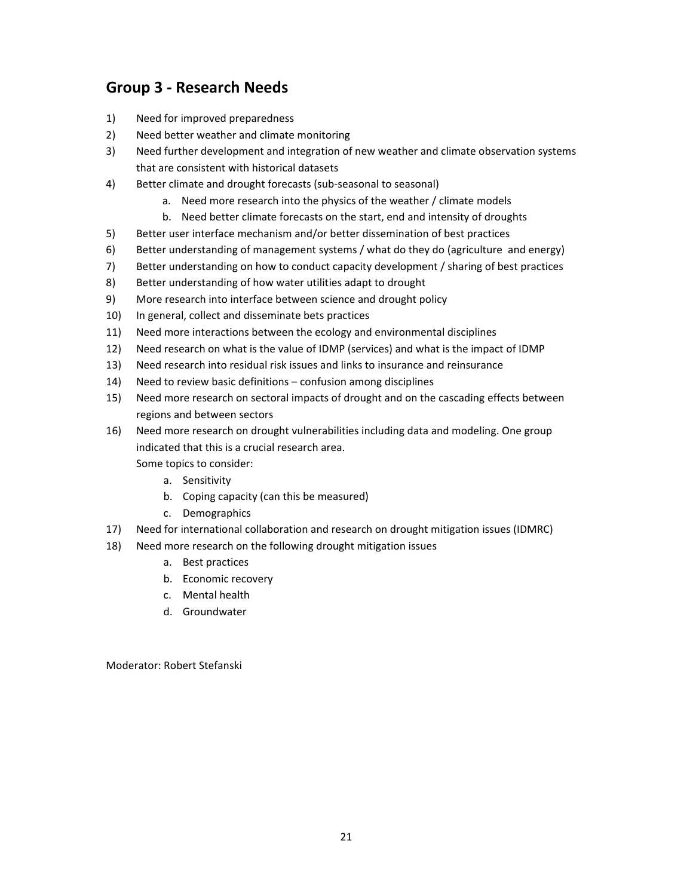## Group 3 - Research Needs

1) Need for improved preparedness
2) Need better weather and climate monitoring
3) Need further development and integration of new weather and climate observation systems that are consistent with historical datasets
4) Better climate and drought forecasts (sub-seasonal to seasonal)
    a. Need more research into the physics of the weather / climate models
    b. Need better climate forecasts on the start, end and intensity of droughts
5) Better user interface mechanism and/or better dissemination of best practices
6) Better understanding of management systems / what do they do (agriculture and energy)
7) Better understanding on how to conduct capacity development / sharing of best practices
8) Better understanding of how water utilities adapt to drought
9) More research into interface between science and drought policy
10) In general, collect and disseminate bets practices
11) Need more interactions between the ecology and environmental disciplines
12) Need research on what is the value of IDMP (services) and what is the impact of IDMP
13) Need research into residual risk issues and links to insurance and reinsurance
14) Need to review basic definitions – confusion among disciplines
15) Need more research on sectoral impacts of drought and on the cascading effects between regions and between sectors
16) Need more research on drought vulnerabilities including data and modeling. One group indicated that this is a crucial research area.
    Some topics to consider:
    a. Sensitivity
    b. Coping capacity (can this be measured)
    c. Demographics
17) Need for international collaboration and research on drought mitigation issues (IDMRC)
18) Need more research on the following drought mitigation issues
    a. Best practices
    b. Economic recovery
    c. Mental health
    d. Groundwater

Moderator: Robert Stefanski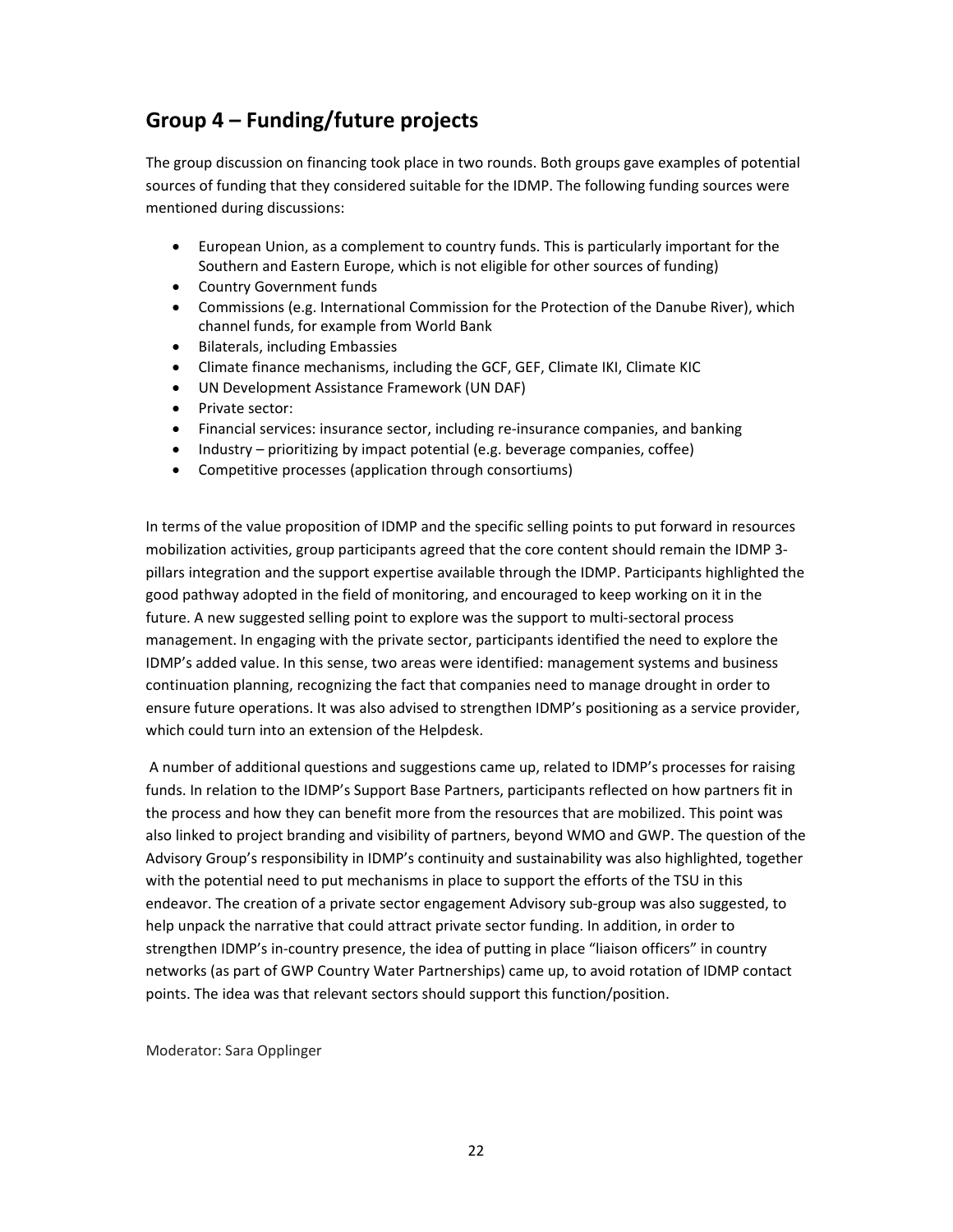## Group 4 – Funding/future projects

The group discussion on financing took place in two rounds. Both groups gave examples of potential sources of funding that they considered suitable for the IDMP. The following funding sources were mentioned during discussions:

- European Union, as a complement to country funds. This is particularly important for the Southern and Eastern Europe, which is not eligible for other sources of funding)
- Country Government funds
- Commissions (e.g. International Commission for the Protection of the Danube River), which channel funds, for example from World Bank
- Bilaterals, including Embassies
- Climate finance mechanisms, including the GCF, GEF, Climate IKI, Climate KIC
- UN Development Assistance Framework (UN DAF)
- Private sector:
- Financial services: insurance sector, including re-insurance companies, and banking
- Industry – prioritizing by impact potential (e.g. beverage companies, coffee)
- Competitive processes (application through consortiums)

In terms of the value proposition of IDMP and the specific selling points to put forward in resources mobilization activities, group participants agreed that the core content should remain the IDMP 3-pillars integration and the support expertise available through the IDMP. Participants highlighted the good pathway adopted in the field of monitoring, and encouraged to keep working on it in the future. A new suggested selling point to explore was the support to multi-sectoral process management. In engaging with the private sector, participants identified the need to explore the IDMP's added value. In this sense, two areas were identified: management systems and business continuation planning, recognizing the fact that companies need to manage drought in order to ensure future operations. It was also advised to strengthen IDMP's positioning as a service provider, which could turn into an extension of the Helpdesk.

A number of additional questions and suggestions came up, related to IDMP's processes for raising funds. In relation to the IDMP's Support Base Partners, participants reflected on how partners fit in the process and how they can benefit more from the resources that are mobilized. This point was also linked to project branding and visibility of partners, beyond WMO and GWP. The question of the Advisory Group's responsibility in IDMP's continuity and sustainability was also highlighted, together with the potential need to put mechanisms in place to support the efforts of the TSU in this endeavor. The creation of a private sector engagement Advisory sub-group was also suggested, to help unpack the narrative that could attract private sector funding. In addition, in order to strengthen IDMP's in-country presence, the idea of putting in place "liaison officers" in country networks (as part of GWP Country Water Partnerships) came up, to avoid rotation of IDMP contact points. The idea was that relevant sectors should support this function/position.

Moderator: Sara Opplinger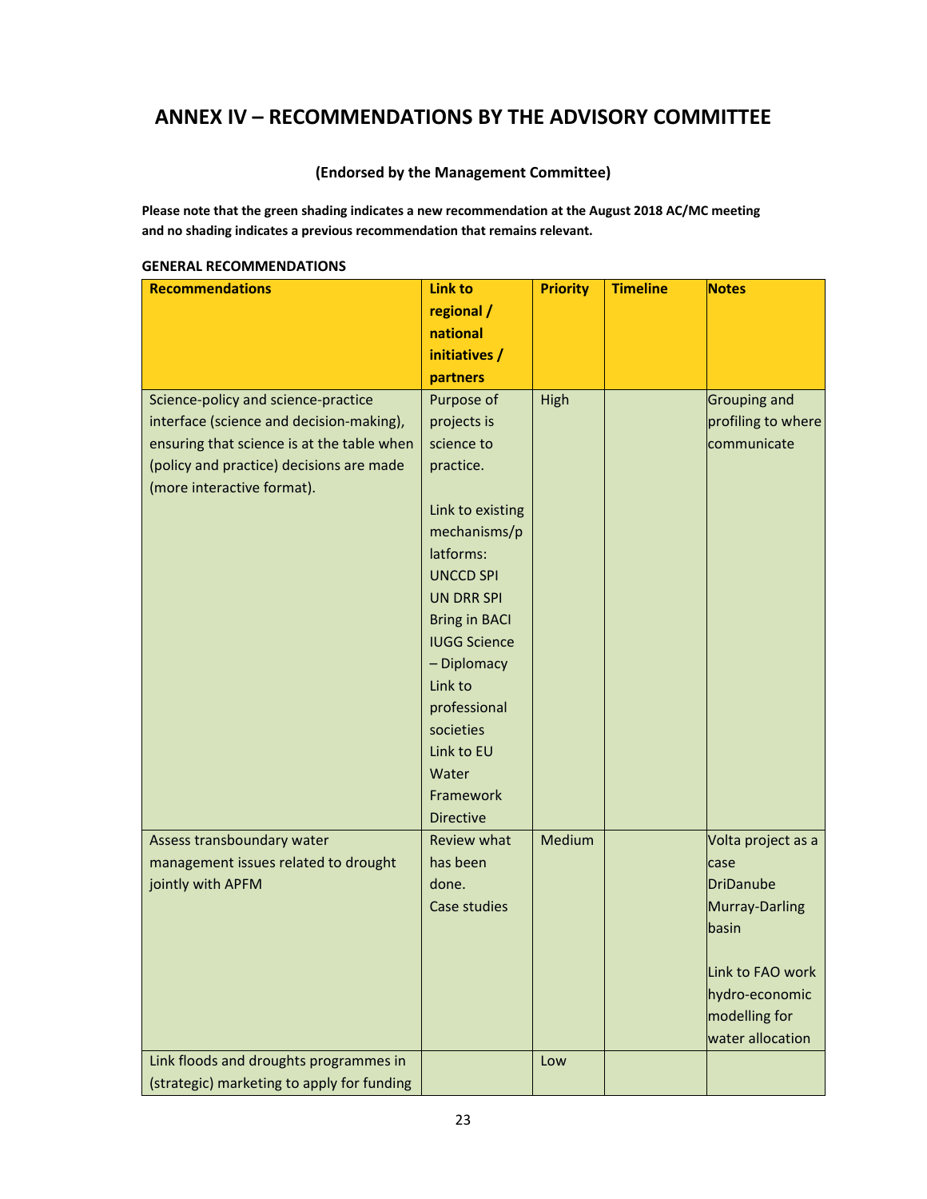# ANNEX IV – RECOMMENDATIONS BY THE ADVISORY COMMITTEE

**(Endorsed by the Management Committee)**

**Please note that the green shading indicates a new recommendation at the August 2018 AC/MC meeting and no shading indicates a previous recommendation that remains relevant.**

**GENERAL RECOMMENDATIONS**

| Recommendations | Link to regional / national initiatives / partners | Priority | Timeline | Notes |
|---|---|---|---|---|
| Science-policy and science-practice interface (science and decision-making), ensuring that science is at the table when (policy and practice) decisions are made (more interactive format). | Purpose of projects is science to practice.<br><br>Link to existing mechanisms/platforms:<br>UNCCD SPI<br>UN DRR SPI<br>Bring in BACI<br>IUGG Science – Diplomacy<br>Link to professional societies<br>Link to EU Water Framework Directive | High | | Grouping and profiling to where communicate |
| Assess transboundary water management issues related to drought jointly with APFM | Review what has been done.<br>Case studies | Medium | | Volta project as a case<br>DriDanube<br>Murray-Darling basin<br><br>Link to FAO work hydro-economic modelling for water allocation |
| Link floods and droughts programmes in (strategic) marketing to apply for funding | | Low | | |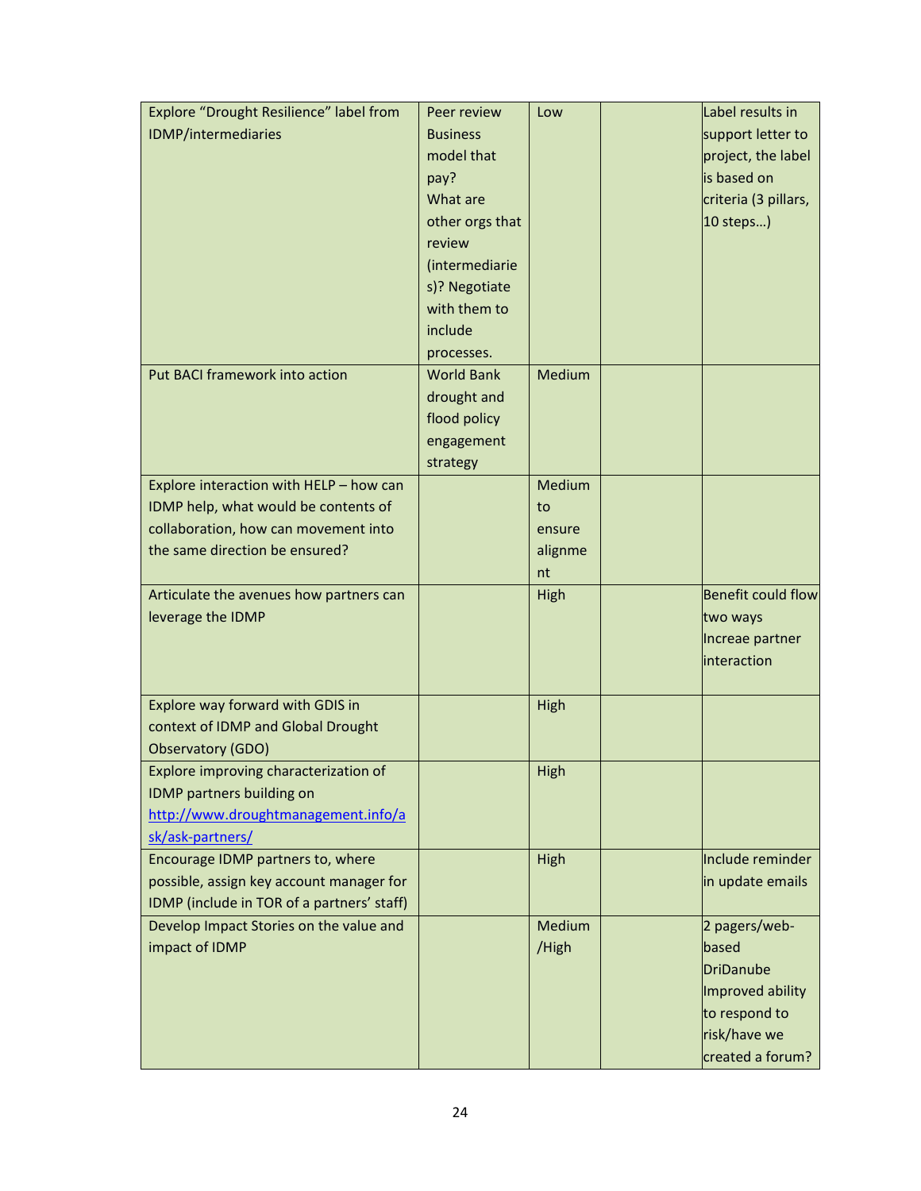| | | | | |
|---|---|---|---|---|
| Explore "Drought Resilience" label from IDMP/intermediaries | Peer review Business model that pay? What are other orgs that review (intermediaries)? Negotiate with them to include processes. | Low | | Label results in support letter to project, the label is based on criteria (3 pillars, 10 steps…) |
| Put BACI framework into action | World Bank drought and flood policy engagement strategy | Medium | | |
| Explore interaction with HELP – how can IDMP help, what would be contents of collaboration, how can movement into the same direction be ensured? | | Medium to ensure alignment | | |
| Articulate the avenues how partners can leverage the IDMP | | High | | Benefit could flow two ways Increae partner interaction |
| Explore way forward with GDIS in context of IDMP and Global Drought Observatory (GDO) | | High | | |
| Explore improving characterization of IDMP partners building on [http://www.droughtmanagement.info/ask/ask-partners/](http://www.droughtmanagement.info/ask/ask-partners/) | | High | | |
| Encourage IDMP partners to, where possible, assign key account manager for IDMP (include in TOR of a partners' staff) | | High | | Include reminder in update emails |
| Develop Impact Stories on the value and impact of IDMP | | Medium /High | | 2 pagers/web-based DriDanube Improved ability to respond to risk/have we created a forum? |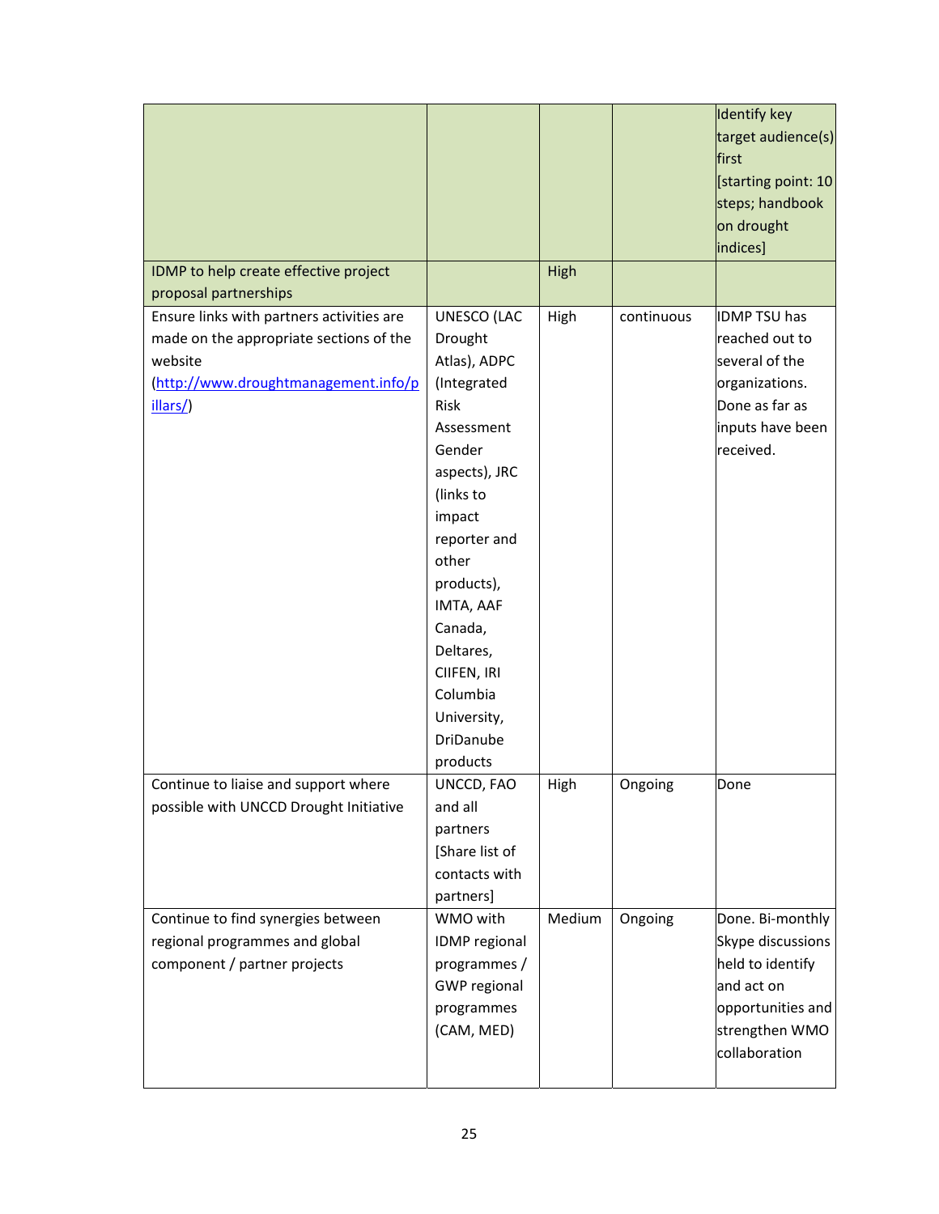| | | | | |
|---|---|---|---|---|
| | | | | Identify key target audience(s) first [starting point: 10 steps; handbook on drought indices] |
| IDMP to help create effective project proposal partnerships | | High | | |
| Ensure links with partners activities are made on the appropriate sections of the website (http://www.droughtmanagement.info/pillars/) | UNESCO (LAC Drought Atlas), ADPC (Integrated Risk Assessment Gender aspects), JRC (links to impact reporter and other products), IMTA, AAF Canada, Deltares, CIIFEN, IRI Columbia University, DriDanube products | High | continuous | IDMP TSU has reached out to several of the organizations. Done as far as inputs have been received. |
| Continue to liaise and support where possible with UNCCD Drought Initiative | UNCCD, FAO and all partners [Share list of contacts with partners] | High | Ongoing | Done |
| Continue to find synergies between regional programmes and global component / partner projects | WMO with IDMP regional programmes / GWP regional programmes (CAM, MED) | Medium | Ongoing | Done. Bi-monthly Skype discussions held to identify and act on opportunities and strengthen WMO collaboration |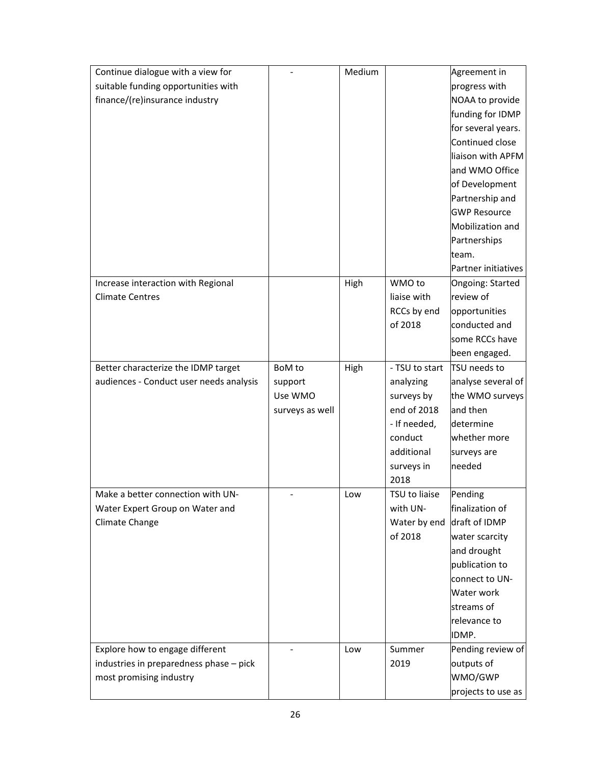| | | | | |
|---|---|---|---|---|
| Continue dialogue with a view for suitable funding opportunities with finance/(re)insurance industry | - | Medium | | Agreement in progress with NOAA to provide funding for IDMP for several years. Continued close liaison with APFM and WMO Office of Development Partnership and GWP Resource Mobilization and Partnerships team. Partner initiatives |
| Increase interaction with Regional Climate Centres | | High | WMO to liaise with RCCs by end of 2018 | Ongoing: Started review of opportunities conducted and some RCCs have been engaged. |
| Better characterize the IDMP target audiences - Conduct user needs analysis | BoM to support Use WMO surveys as well | High | - TSU to start analyzing surveys by end of 2018 - If needed, conduct additional surveys in 2018 | TSU needs to analyse several of the WMO surveys and then determine whether more surveys are needed |
| Make a better connection with UN-Water Expert Group on Water and Climate Change | - | Low | TSU to liaise with UN-Water by end of 2018 | Pending finalization of draft of IDMP water scarcity and drought publication to connect to UN-Water work streams of relevance to IDMP. |
| Explore how to engage different industries in preparedness phase – pick most promising industry | - | Low | Summer 2019 | Pending review of outputs of WMO/GWP projects to use as |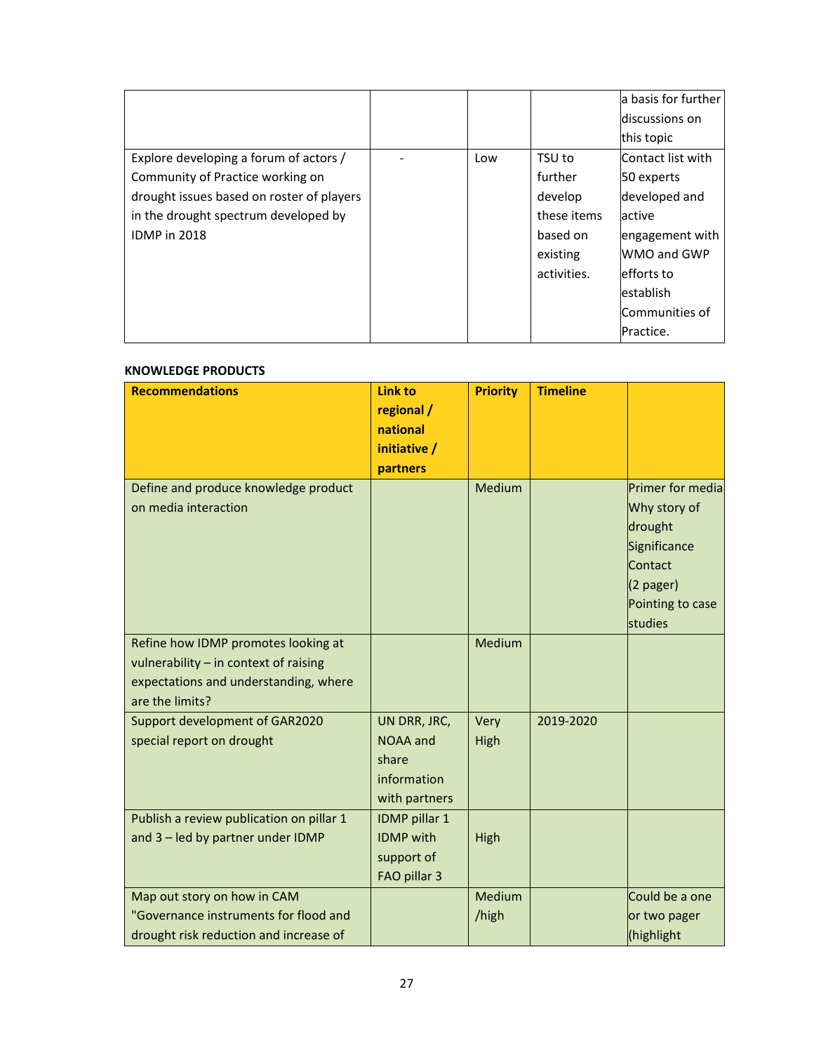| | | | | |
|---|---|---|---|---|
| | | | | a basis for further discussions on this topic |
| Explore developing a forum of actors / Community of Practice working on drought issues based on roster of players in the drought spectrum developed by IDMP in 2018 | - | Low | TSU to further develop these items based on existing activities. | Contact list with 50 experts developed and active engagement with WMO and GWP efforts to establish Communities of Practice. |

**KNOWLEDGE PRODUCTS**

| Recommendations | Link to regional / national initiative / partners | Priority | Timeline | |
|---|---|---|---|---|
| Define and produce knowledge product on media interaction | | Medium | | Primer for media Why story of drought Significance Contact (2 pager) Pointing to case studies |
| Refine how IDMP promotes looking at vulnerability – in context of raising expectations and understanding, where are the limits? | | Medium | | |
| Support development of GAR2020 special report on drought | UN DRR, JRC, NOAA and share information with partners | Very High | 2019-2020 | |
| Publish a review publication on pillar 1 and 3 – led by partner under IDMP | IDMP pillar 1 IDMP with support of FAO pillar 3 | High | | |
| Map out story on how in CAM "Governance instruments for flood and drought risk reduction and increase of | | Medium /high | | Could be a one or two pager (highlight |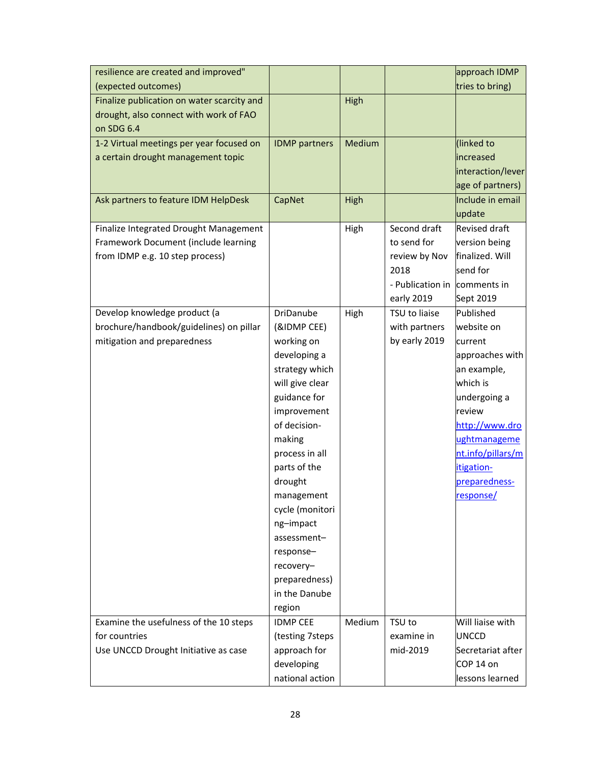| | | | | |
|---|---|---|---|---|
| resilience are created and improved" (expected outcomes) | | | | approach IDMP tries to bring) |
| Finalize publication on water scarcity and drought, also connect with work of FAO on SDG 6.4 | | High | | |
| 1-2 Virtual meetings per year focused on a certain drought management topic | IDMP partners | Medium | | (linked to increased interaction/leverage of partners) |
| Ask partners to feature IDM HelpDesk | CapNet | High | | Include in email update |
| Finalize Integrated Drought Management Framework Document (include learning from IDMP e.g. 10 step process) | | High | Second draft to send for review by Nov 2018 - Publication in early 2019 | Revised draft version being finalized. Will send for comments in Sept 2019 |
| Develop knowledge product (a brochure/handbook/guidelines) on pillar mitigation and preparedness | DriDanube (&IDMP CEE) working on developing a strategy which will give clear guidance for improvement of decision-making process in all parts of the drought management cycle (monitoring–impact assessment–response–recovery–preparedness) in the Danube region | High | TSU to liaise with partners by early 2019 | Published website on current approaches with an example, which is undergoing a review http://www.droughtmanagement.info/pillars/mitigation-preparedness-response/ |
| Examine the usefulness of the 10 steps for countries<br>Use UNCCD Drought Initiative as case | IDMP CEE (testing 7steps approach for developing national action | Medium | TSU to examine in mid-2019 | Will liaise with UNCCD Secretariat after COP 14 on lessons learned |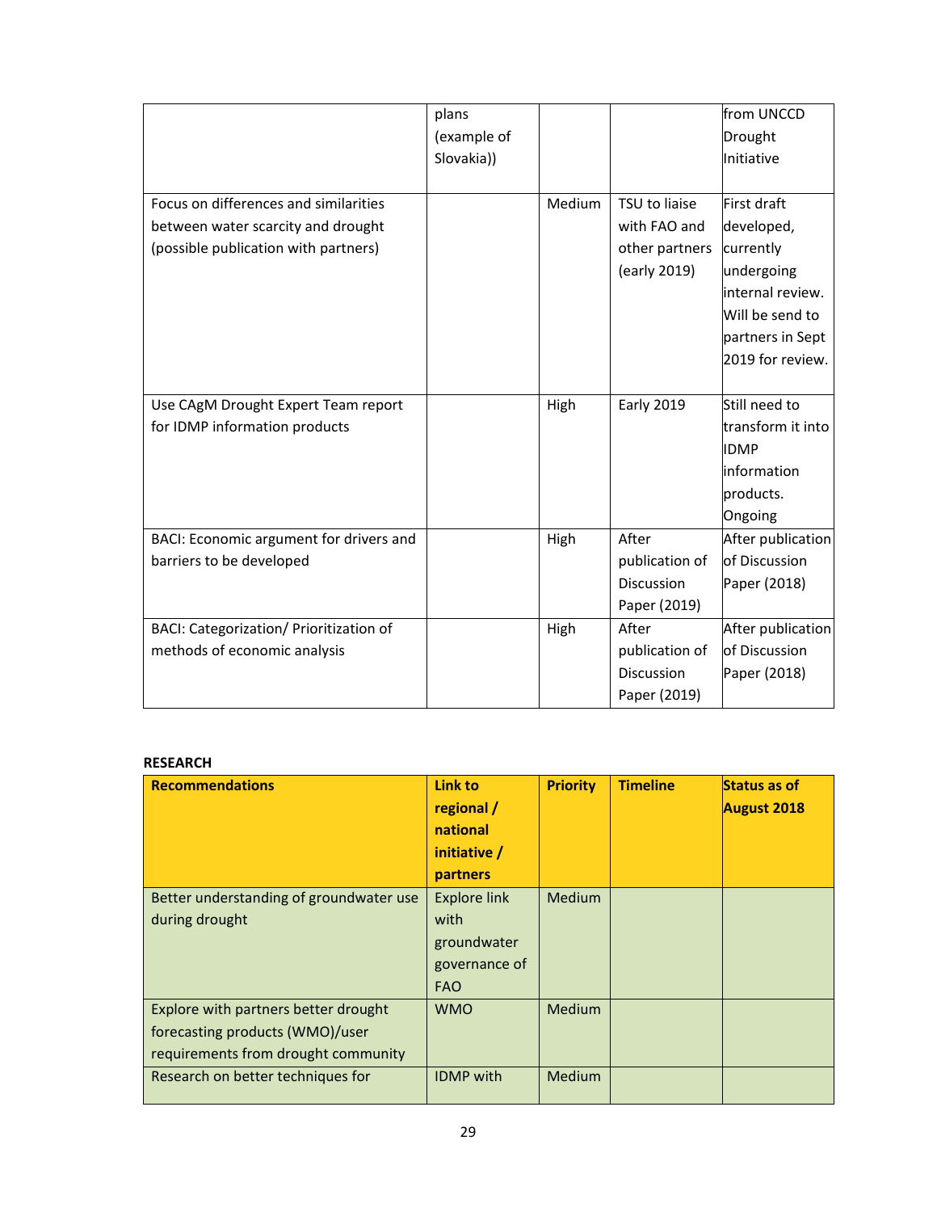| | | | | |
|---|---|---|---|---|
| | plans (example of Slovakia)) | | | from UNCCD Drought Initiative |
| Focus on differences and similarities between water scarcity and drought (possible publication with partners) | | Medium | TSU to liaise with FAO and other partners (early 2019) | First draft developed, currently undergoing internal review. Will be send to partners in Sept 2019 for review. |
| Use CAgM Drought Expert Team report for IDMP information products | | High | Early 2019 | Still need to transform it into IDMP information products. Ongoing |
| BACI: Economic argument for drivers and barriers to be developed | | High | After publication of Discussion Paper (2019) | After publication of Discussion Paper (2018) |
| BACI: Categorization/ Prioritization of methods of economic analysis | | High | After publication of Discussion Paper (2019) | After publication of Discussion Paper (2018) |

**RESEARCH**

| Recommendations | Link to regional / national initiative / partners | Priority | Timeline | Status as of August 2018 |
|---|---|---|---|---|
| Better understanding of groundwater use during drought | Explore link with groundwater governance of FAO | Medium | | |
| Explore with partners better drought forecasting products (WMO)/user requirements from drought community | WMO | Medium | | |
| Research on better techniques for | IDMP with | Medium | | |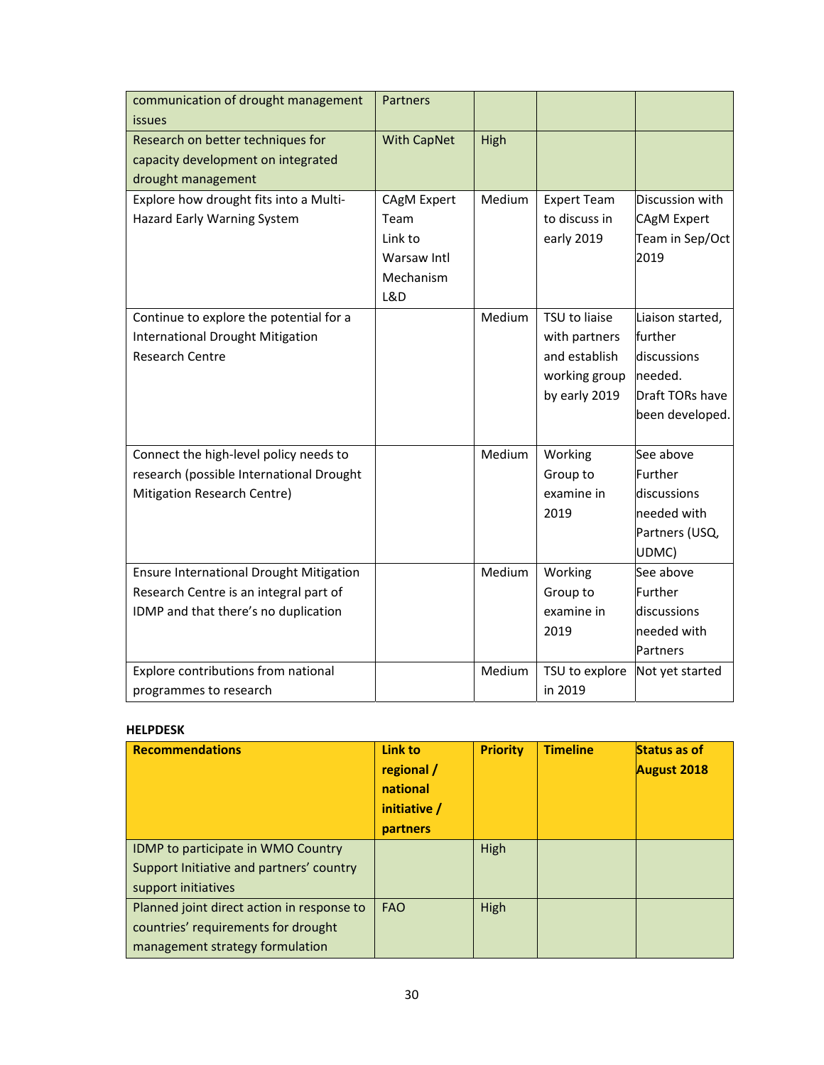| | | | | |
|---|---|---|---|---|
| communication of drought management issues | Partners | | | |
| Research on better techniques for capacity development on integrated drought management | With CapNet | High | | |
| Explore how drought fits into a Multi-Hazard Early Warning System | CAgM Expert Team Link to Warsaw Intl Mechanism L&D | Medium | Expert Team to discuss in early 2019 | Discussion with CAgM Expert Team in Sep/Oct 2019 |
| Continue to explore the potential for a International Drought Mitigation Research Centre | | Medium | TSU to liaise with partners and establish working group by early 2019 | Liaison started, further discussions needed. Draft TORs have been developed. |
| Connect the high-level policy needs to research (possible International Drought Mitigation Research Centre) | | Medium | Working Group to examine in 2019 | See above Further discussions needed with Partners (USQ, UDMC) |
| Ensure International Drought Mitigation Research Centre is an integral part of IDMP and that there's no duplication | | Medium | Working Group to examine in 2019 | See above Further discussions needed with Partners |
| Explore contributions from national programmes to research | | Medium | TSU to explore in 2019 | Not yet started |

**HELPDESK**

| Recommendations | Link to regional / national initiative / partners | Priority | Timeline | Status as of August 2018 |
|---|---|---|---|---|
| IDMP to participate in WMO Country Support Initiative and partners' country support initiatives | | High | | |
| Planned joint direct action in response to countries' requirements for drought management strategy formulation | FAO | High | | |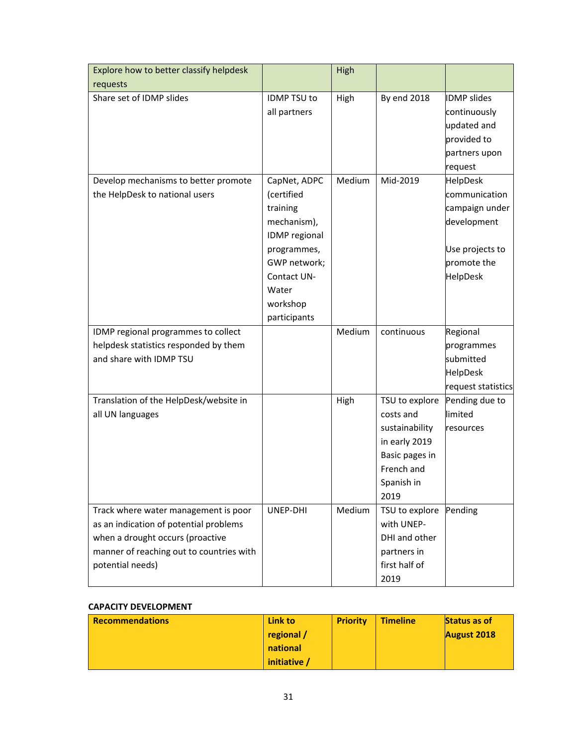| | | | | |
|---|---|---|---|---|
| Explore how to better classify helpdesk requests | | High | | |
| Share set of IDMP slides | IDMP TSU to all partners | High | By end 2018 | IDMP slides continuously updated and provided to partners upon request |
| Develop mechanisms to better promote the HelpDesk to national users | CapNet, ADPC (certified training mechanism), IDMP regional programmes, GWP network; Contact UN-Water workshop participants | Medium | Mid-2019 | HelpDesk communication campaign under development<br><br>Use projects to promote the HelpDesk |
| IDMP regional programmes to collect helpdesk statistics responded by them and share with IDMP TSU | | Medium | continuous | Regional programmes submitted HelpDesk request statistics |
| Translation of the HelpDesk/website in all UN languages | | High | TSU to explore costs and sustainability in early 2019 Basic pages in French and Spanish in 2019 | Pending due to limited resources |
| Track where water management is poor as an indication of potential problems when a drought occurs (proactive manner of reaching out to countries with potential needs) | UNEP-DHI | Medium | TSU to explore with UNEP-DHI and other partners in first half of 2019 | Pending |

**CAPACITY DEVELOPMENT**

| Recommendations | Link to regional / national initiative / | Priority | Timeline | Status as of August 2018 |
|---|---|---|---|---|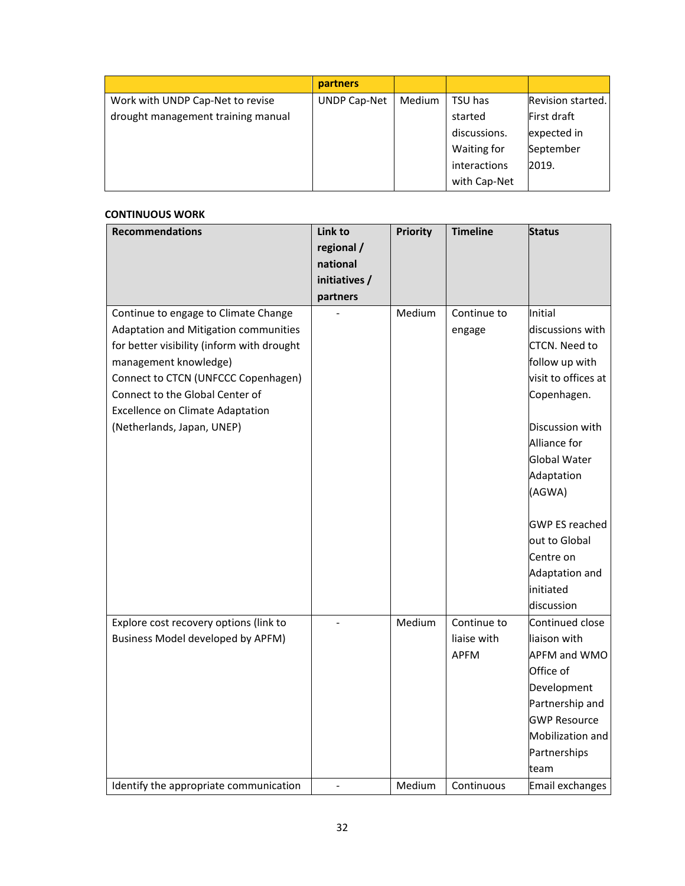| | partners | | | |
|---|---|---|---|---|
| Work with UNDP Cap-Net to revise drought management training manual | UNDP Cap-Net | Medium | TSU has started discussions. Waiting for interactions with Cap-Net | Revision started. First draft expected in September 2019. |

**CONTINUOUS WORK**

| Recommendations | Link to regional / national initiatives / partners | Priority | Timeline | Status |
|---|---|---|---|---|
| Continue to engage to Climate Change Adaptation and Mitigation communities for better visibility (inform with drought management knowledge)<br>Connect to CTCN (UNFCCC Copenhagen)<br>Connect to the Global Center of Excellence on Climate Adaptation (Netherlands, Japan, UNEP) | - | Medium | Continue to engage | Initial discussions with CTCN. Need to follow up with visit to offices at Copenhagen.<br><br>Discussion with Alliance for Global Water Adaptation (AGWA)<br><br>GWP ES reached out to Global Centre on Adaptation and initiated discussion |
| Explore cost recovery options (link to Business Model developed by APFM) | - | Medium | Continue to liaise with APFM | Continued close liaison with APFM and WMO Office of Development Partnership and GWP Resource Mobilization and Partnerships team |
| Identify the appropriate communication | - | Medium | Continuous | Email exchanges |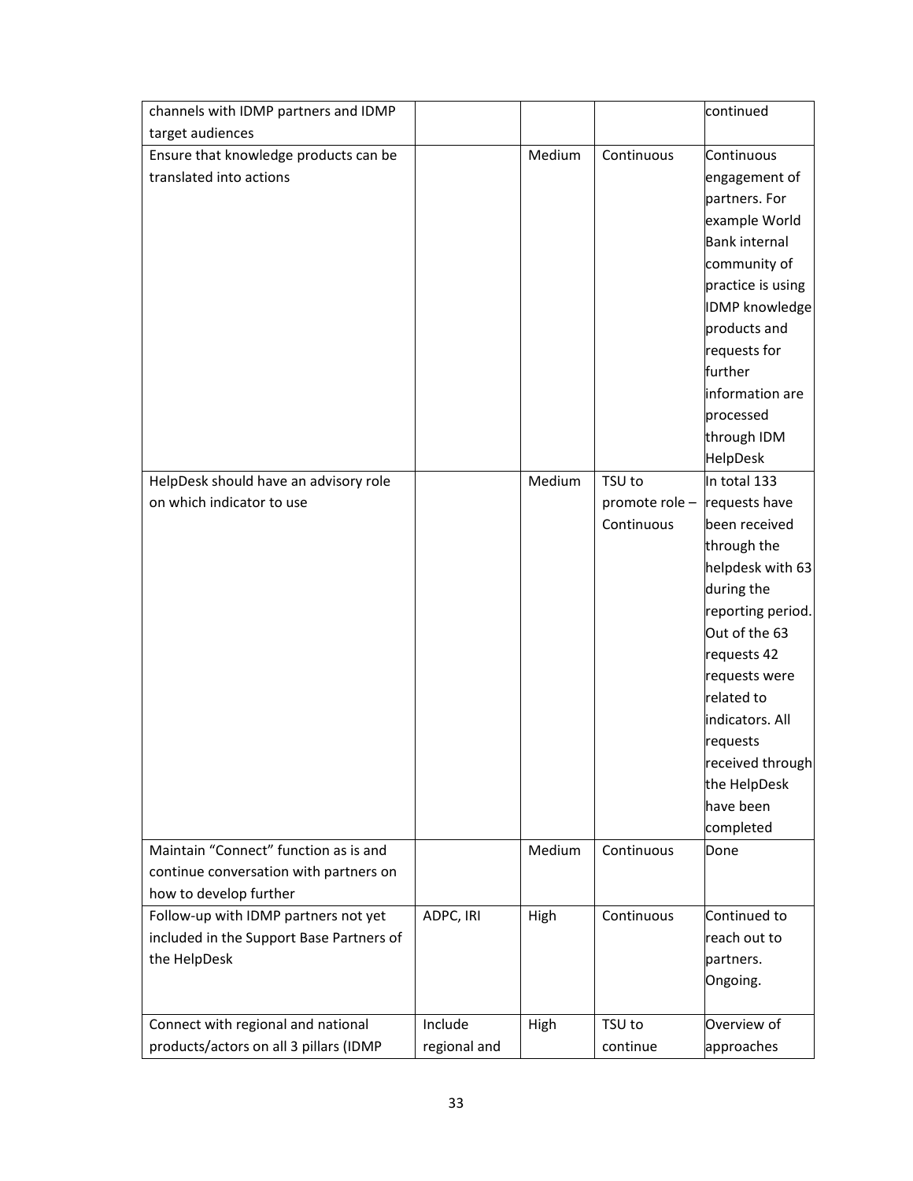| | | | | |
|---|---|---|---|---|
| channels with IDMP partners and IDMP target audiences | | | | continued |
| Ensure that knowledge products can be translated into actions | | Medium | Continuous | Continuous engagement of partners. For example World Bank internal community of practice is using IDMP knowledge products and requests for further information are processed through IDM HelpDesk |
| HelpDesk should have an advisory role on which indicator to use | | Medium | TSU to promote role – Continuous | In total 133 requests have been received through the helpdesk with 63 during the reporting period. Out of the 63 requests 42 requests were related to indicators. All requests received through the HelpDesk have been completed |
| Maintain "Connect" function as is and continue conversation with partners on how to develop further | | Medium | Continuous | Done |
| Follow-up with IDMP partners not yet included in the Support Base Partners of the HelpDesk | ADPC, IRI | High | Continuous | Continued to reach out to partners. Ongoing. |
| Connect with regional and national products/actors on all 3 pillars (IDMP | Include regional and | High | TSU to continue | Overview of approaches |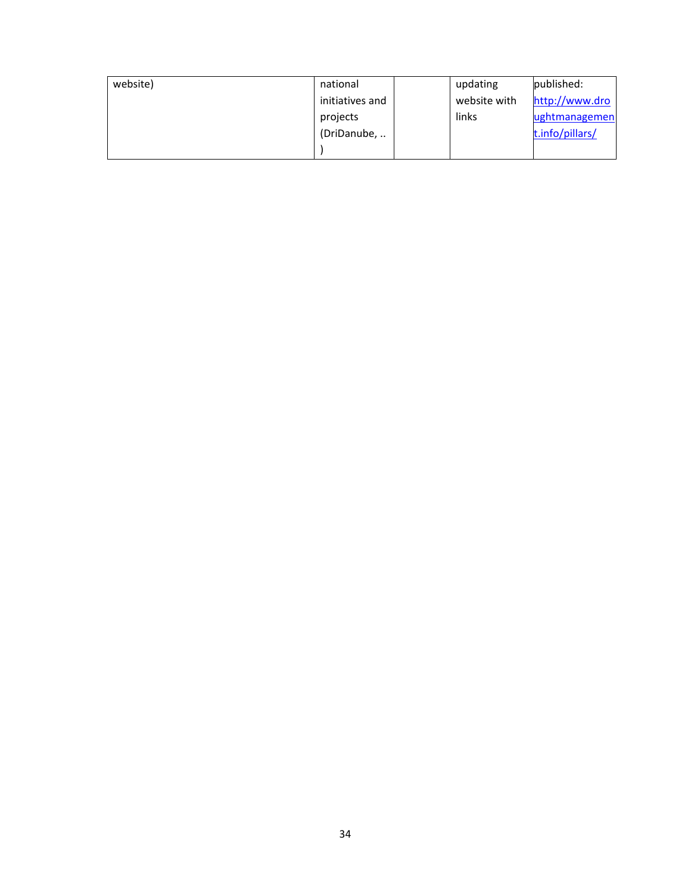| website) | national initiatives and projects (DriDanube, .. ) | | updating website with links | published: [http://www.droughtmanagement.info/pillars/](http://www.droughtmanagement.info/pillars/) |
|---|---|---|---|---|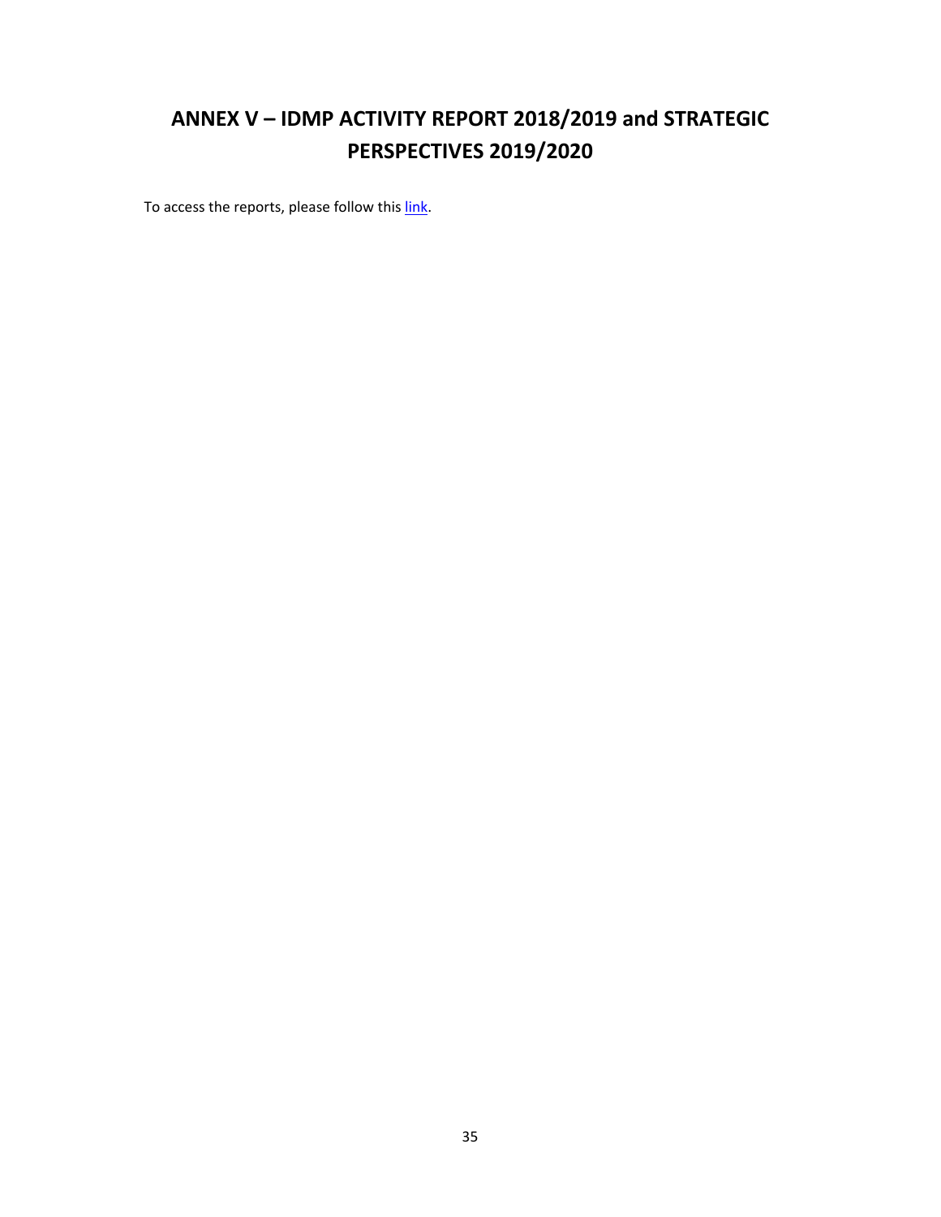# ANNEX V – IDMP ACTIVITY REPORT 2018/2019 and STRATEGIC PERSPECTIVES 2019/2020

To access the reports, please follow this link.